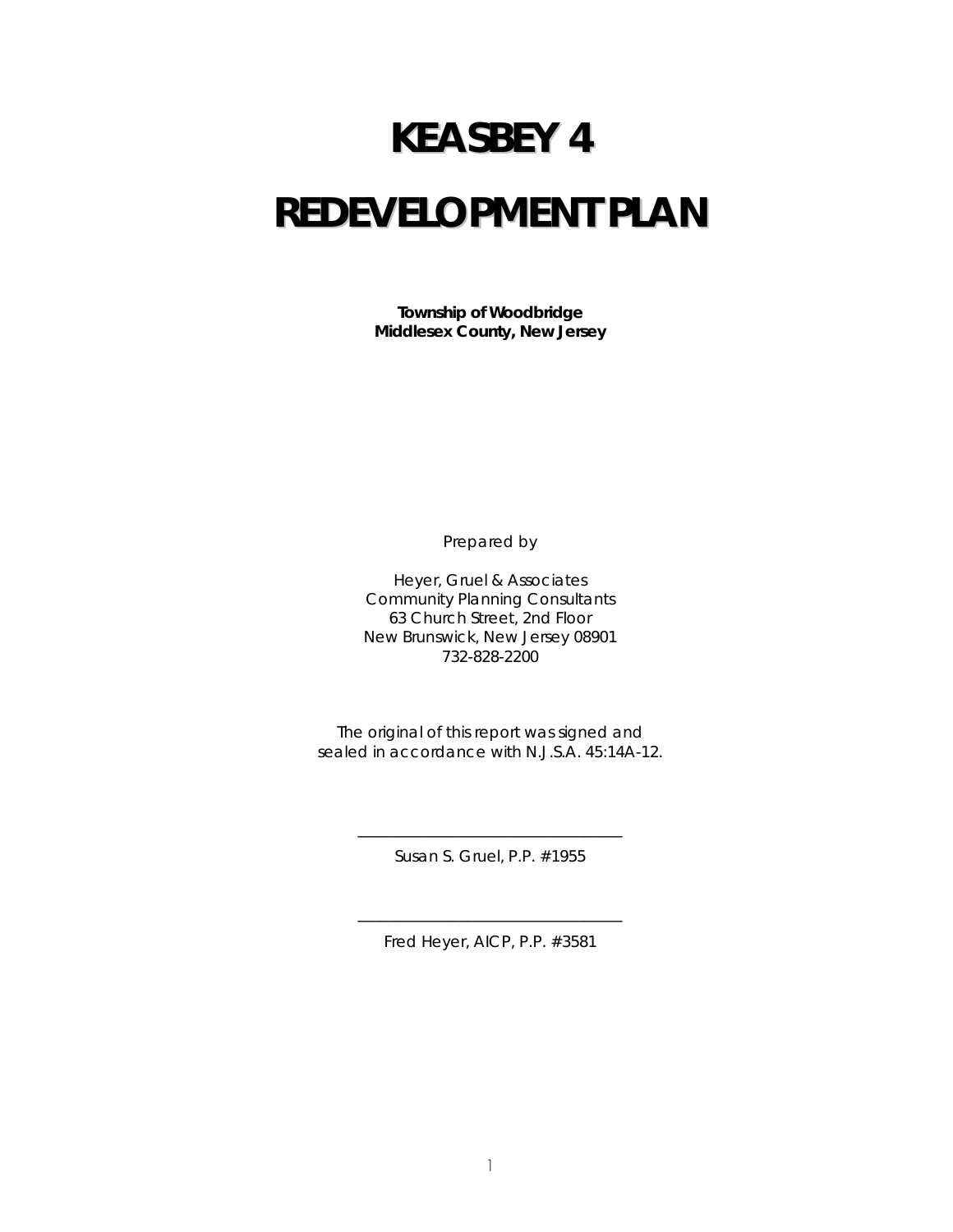# KEASBEY 4

# REDEVELOPMENT PLAN

**Township of Woodbridge**
**Middlesex County, New Jersey**

*Prepared by*

Heyer, Gruel & Associates
Community Planning Consultants
63 Church Street, 2nd Floor
New Brunswick, New Jersey 08901
732-828-2200

*The original of this report was signed and sealed in accordance with N.J.S.A. 45:14A-12.*

_______________________________
Susan S. Gruel, P.P. #1955

_______________________________
Fred Heyer, AICP, P.P. #3581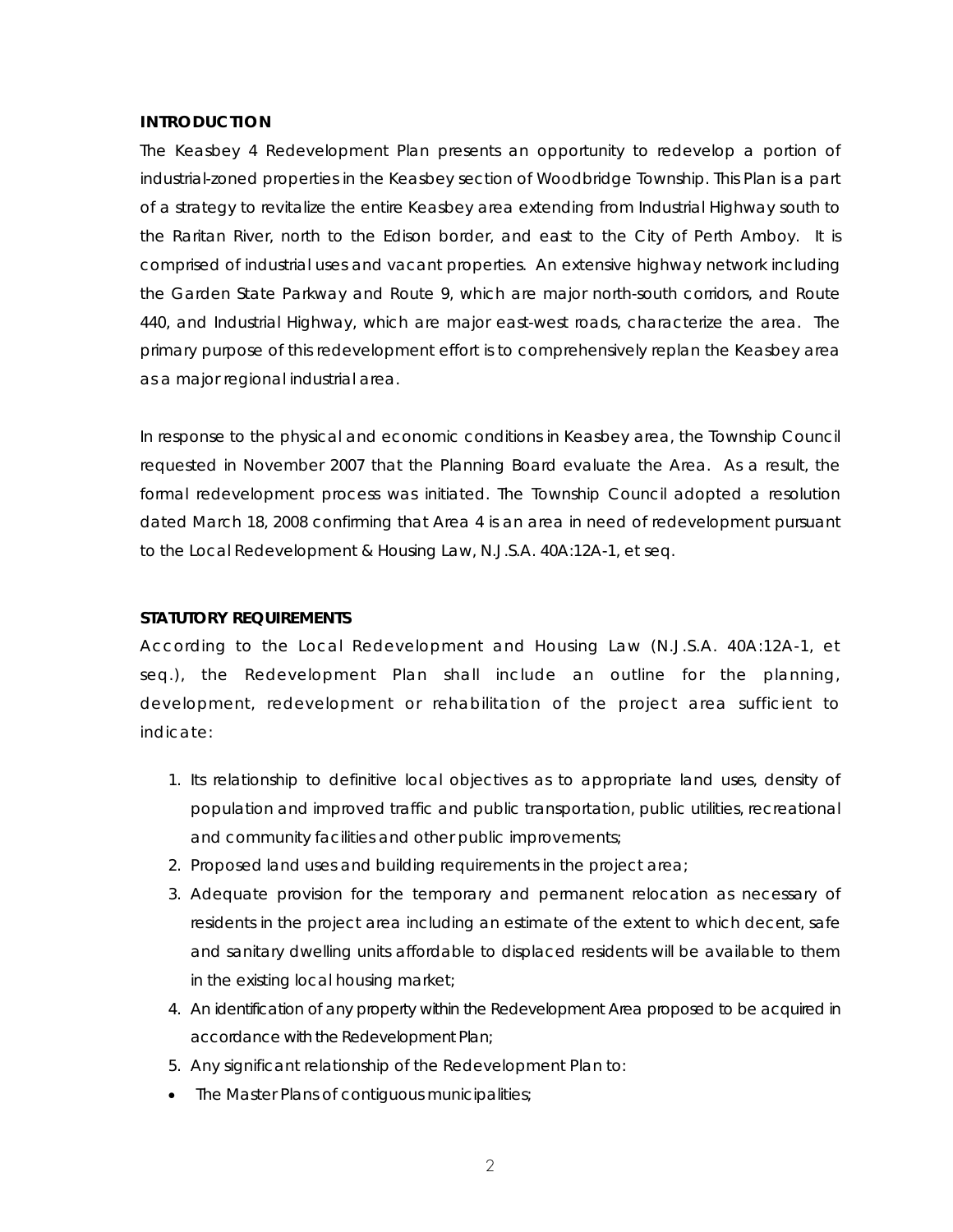## INTRODUCTION

The Keasbey 4 Redevelopment Plan presents an opportunity to redevelop a portion of industrial-zoned properties in the Keasbey section of Woodbridge Township. This Plan is a part of a strategy to revitalize the entire Keasbey area extending from Industrial Highway south to the Raritan River, north to the Edison border, and east to the City of Perth Amboy. It is comprised of industrial uses and vacant properties. An extensive highway network including the Garden State Parkway and Route 9, which are major north-south corridors, and Route 440, and Industrial Highway, which are major east-west roads, characterize the area. The primary purpose of this redevelopment effort is to comprehensively replan the Keasbey area as a major regional industrial area.

In response to the physical and economic conditions in Keasbey area, the Township Council requested in November 2007 that the Planning Board evaluate the Area. As a result, the formal redevelopment process was initiated. The Township Council adopted a resolution dated March 18, 2008 confirming that Area 4 is an area in need of redevelopment pursuant to the Local Redevelopment & Housing Law, N.J.S.A. 40A:12A-1, et seq.

## STATUTORY REQUIREMENTS

According to the Local Redevelopment and Housing Law (N.J.S.A. 40A:12A-1, et seq.), the Redevelopment Plan shall include an outline for the planning, development, redevelopment or rehabilitation of the project area sufficient to indicate:

1. Its relationship to definitive local objectives as to appropriate land uses, density of population and improved traffic and public transportation, public utilities, recreational and community facilities and other public improvements;
2. Proposed land uses and building requirements in the project area;
3. Adequate provision for the temporary and permanent relocation as necessary of residents in the project area including an estimate of the extent to which decent, safe and sanitary dwelling units affordable to displaced residents will be available to them in the existing local housing market;
4. An identification of any property within the Redevelopment Area proposed to be acquired in accordance with the Redevelopment Plan;
5. Any significant relationship of the Redevelopment Plan to:

- The Master Plans of contiguous municipalities;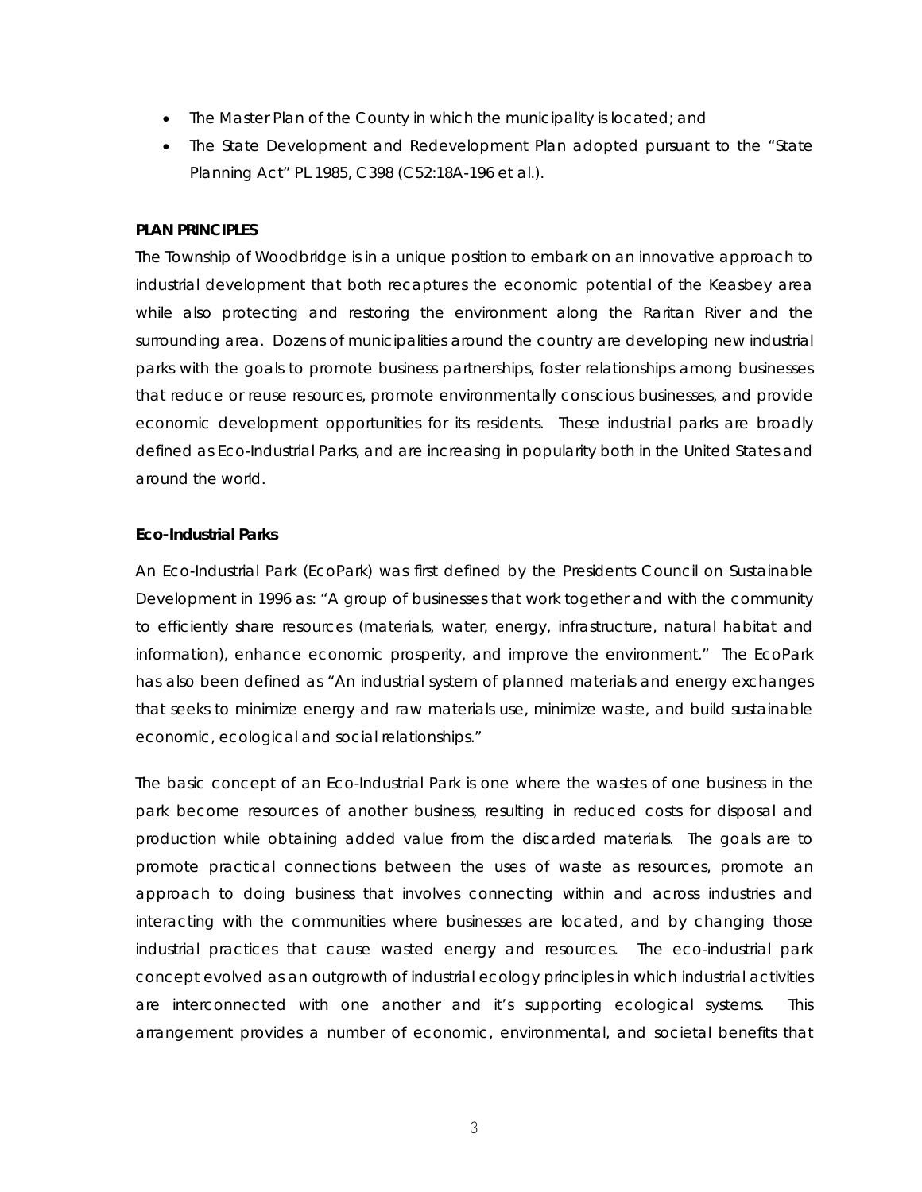- The Master Plan of the County in which the municipality is located; and
- The State Development and Redevelopment Plan adopted pursuant to the "State Planning Act" PL 1985, C398 (C52:18A-196 et al.).

**PLAN PRINCIPLES**

The Township of Woodbridge is in a unique position to embark on an innovative approach to industrial development that both recaptures the economic potential of the Keasbey area while also protecting and restoring the environment along the Raritan River and the surrounding area. Dozens of municipalities around the country are developing new industrial parks with the goals to promote business partnerships, foster relationships among businesses that reduce or reuse resources, promote environmentally conscious businesses, and provide economic development opportunities for its residents. These industrial parks are broadly defined as Eco-Industrial Parks, and are increasing in popularity both in the United States and around the world.

***Eco-Industrial Parks***

An Eco-Industrial Park (EcoPark) was first defined by the Presidents Council on Sustainable Development in 1996 as: "A group of businesses that work together and with the community to efficiently share resources (materials, water, energy, infrastructure, natural habitat and information), enhance economic prosperity, and improve the environment." The EcoPark has also been defined as "An industrial system of planned materials and energy exchanges that seeks to minimize energy and raw materials use, minimize waste, and build sustainable economic, ecological and social relationships."

The basic concept of an Eco-Industrial Park is one where the wastes of one business in the park become resources of another business, resulting in reduced costs for disposal and production while obtaining added value from the discarded materials. The goals are to promote practical connections between the uses of waste as resources, promote an approach to doing business that involves connecting within and across industries and interacting with the communities where businesses are located, and by changing those industrial practices that cause wasted energy and resources. The eco-industrial park concept evolved as an outgrowth of industrial ecology principles in which industrial activities are interconnected with one another and it's supporting ecological systems. This arrangement provides a number of economic, environmental, and societal benefits that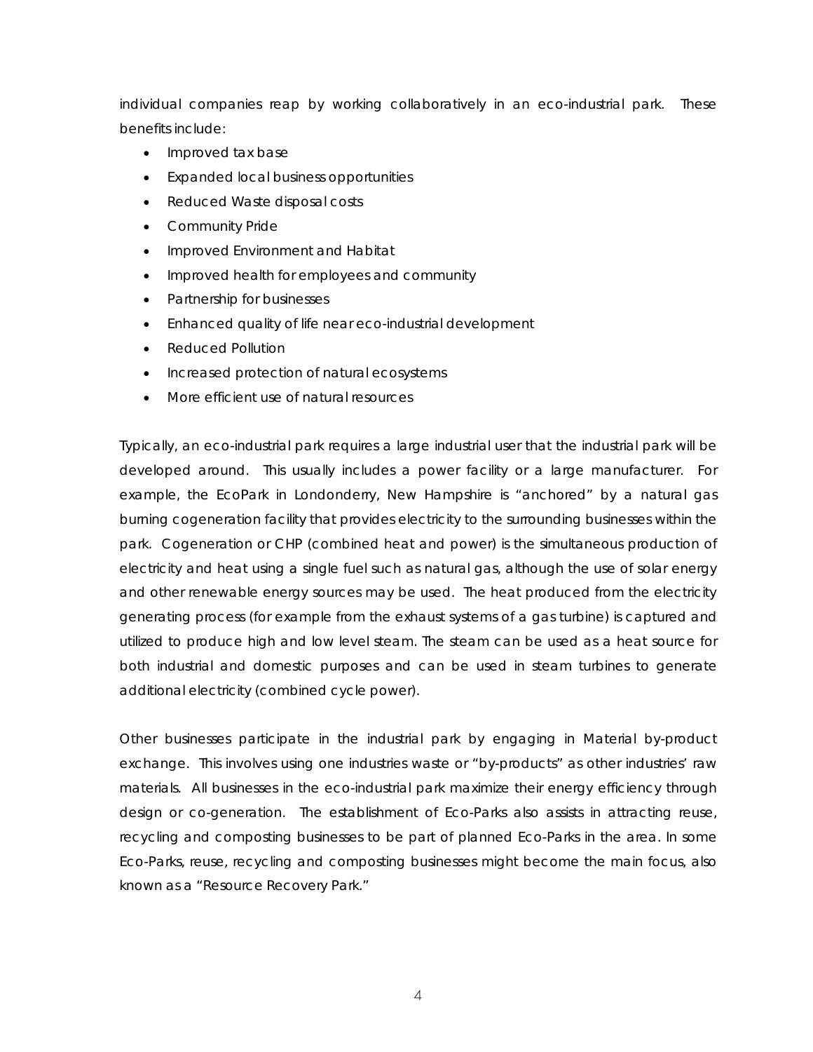individual companies reap by working collaboratively in an eco-industrial park. These benefits include:

- Improved tax base
- Expanded local business opportunities
- Reduced Waste disposal costs
- Community Pride
- Improved Environment and Habitat
- Improved health for employees and community
- Partnership for businesses
- Enhanced quality of life near eco-industrial development
- Reduced Pollution
- Increased protection of natural ecosystems
- More efficient use of natural resources

Typically, an eco-industrial park requires a large industrial user that the industrial park will be developed around. This usually includes a power facility or a large manufacturer. For example, the EcoPark in Londonderry, New Hampshire is "anchored" by a natural gas burning cogeneration facility that provides electricity to the surrounding businesses within the park. Cogeneration or CHP (combined heat and power) is the simultaneous production of electricity and heat using a single fuel such as natural gas, although the use of solar energy and other renewable energy sources may be used. The heat produced from the electricity generating process (for example from the exhaust systems of a gas turbine) is captured and utilized to produce high and low level steam. The steam can be used as a heat source for both industrial and domestic purposes and can be used in steam turbines to generate additional electricity (combined cycle power).

Other businesses participate in the industrial park by engaging in Material by-product exchange. This involves using one industries waste or "by-products" as other industries' raw materials. All businesses in the eco-industrial park maximize their energy efficiency through design or co-generation. The establishment of Eco-Parks also assists in attracting reuse, recycling and composting businesses to be part of planned Eco-Parks in the area. In some Eco-Parks, reuse, recycling and composting businesses might become the main focus, also known as a "Resource Recovery Park."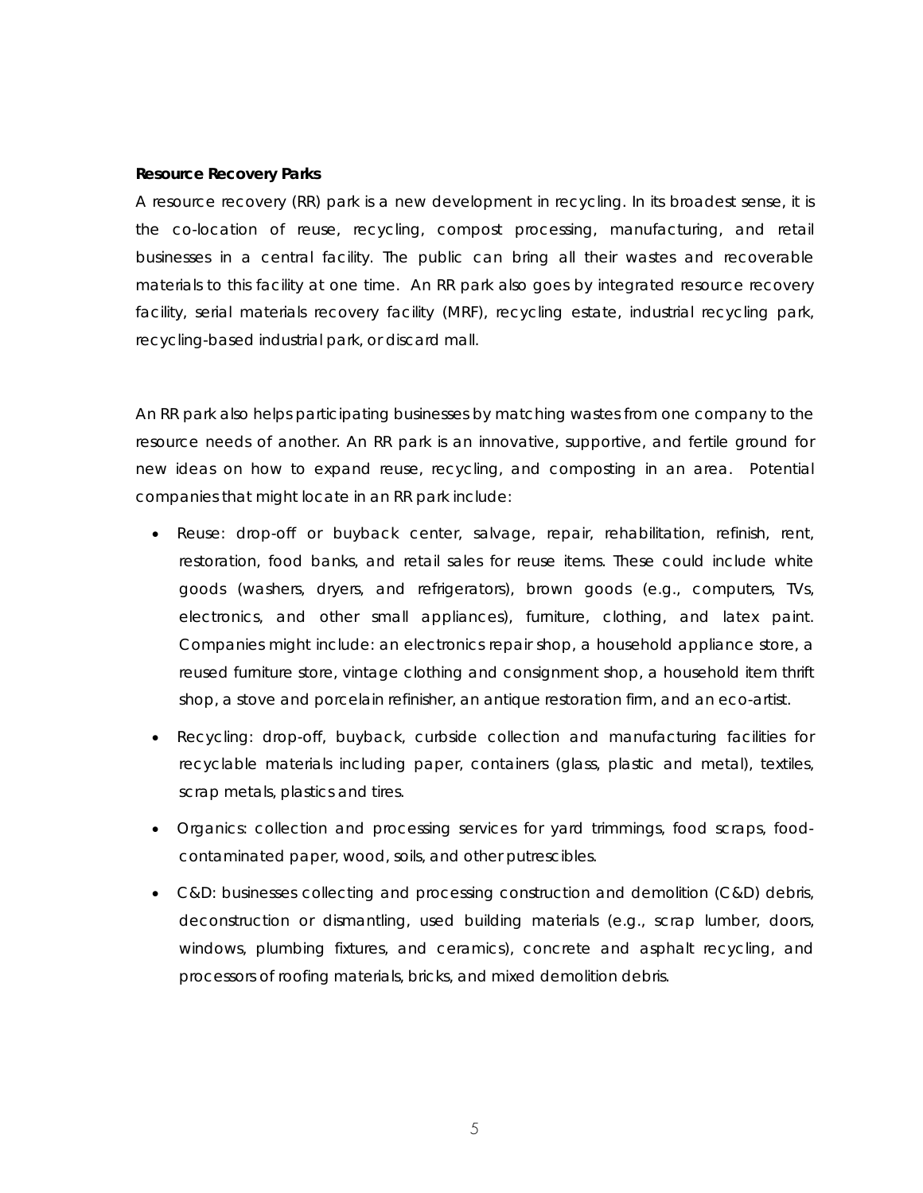**Resource Recovery Parks**

A resource recovery (RR) park is a new development in recycling. In its broadest sense, it is the co-location of reuse, recycling, compost processing, manufacturing, and retail businesses in a central facility. The public can bring all their wastes and recoverable materials to this facility at one time. An RR park also goes by integrated resource recovery facility, serial materials recovery facility (MRF), recycling estate, industrial recycling park, recycling-based industrial park, or discard mall.

An RR park also helps participating businesses by matching wastes from one company to the resource needs of another. An RR park is an innovative, supportive, and fertile ground for new ideas on how to expand reuse, recycling, and composting in an area. Potential companies that might locate in an RR park include:

- Reuse: drop-off or buyback center, salvage, repair, rehabilitation, refinish, rent, restoration, food banks, and retail sales for reuse items. These could include white goods (washers, dryers, and refrigerators), brown goods (e.g., computers, TVs, electronics, and other small appliances), furniture, clothing, and latex paint. Companies might include: an electronics repair shop, a household appliance store, a reused furniture store, vintage clothing and consignment shop, a household item thrift shop, a stove and porcelain refinisher, an antique restoration firm, and an eco-artist.
- Recycling: drop-off, buyback, curbside collection and manufacturing facilities for recyclable materials including paper, containers (glass, plastic and metal), textiles, scrap metals, plastics and tires.
- Organics: collection and processing services for yard trimmings, food scraps, food-contaminated paper, wood, soils, and other putrescibles.
- C&D: businesses collecting and processing construction and demolition (C&D) debris, deconstruction or dismantling, used building materials (e.g., scrap lumber, doors, windows, plumbing fixtures, and ceramics), concrete and asphalt recycling, and processors of roofing materials, bricks, and mixed demolition debris.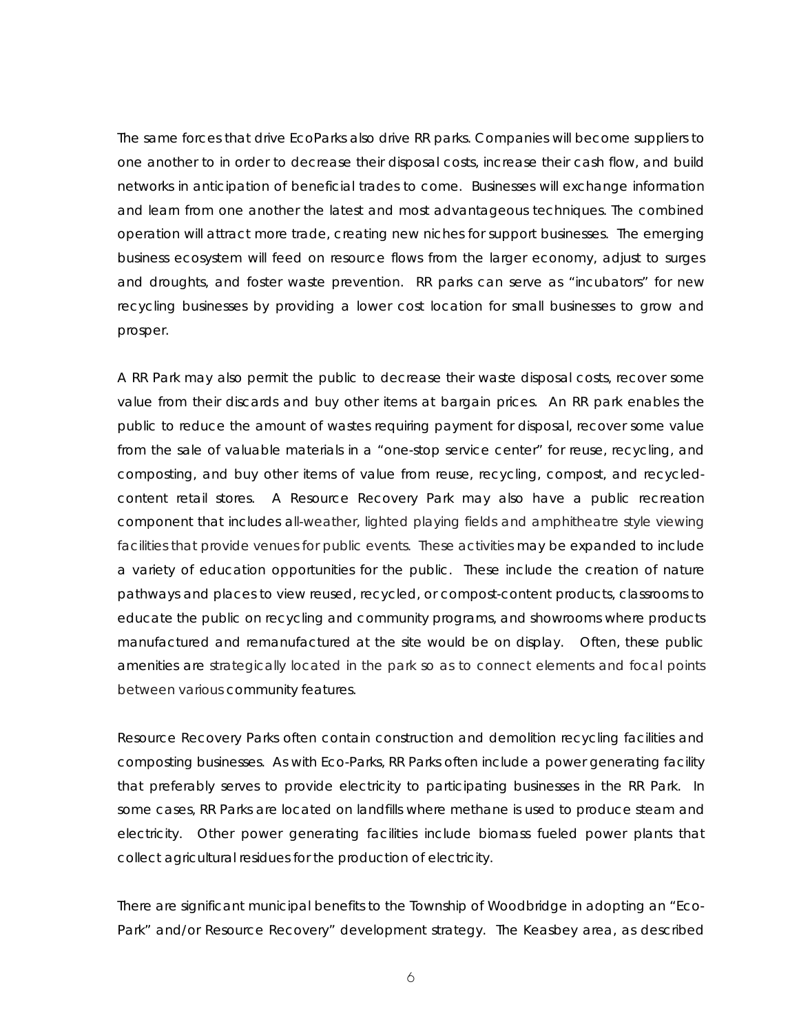The same forces that drive EcoParks also drive RR parks. Companies will become suppliers to one another to in order to decrease their disposal costs, increase their cash flow, and build networks in anticipation of beneficial trades to come. Businesses will exchange information and learn from one another the latest and most advantageous techniques. The combined operation will attract more trade, creating new niches for support businesses. The emerging business ecosystem will feed on resource flows from the larger economy, adjust to surges and droughts, and foster waste prevention. RR parks can serve as "incubators" for new recycling businesses by providing a lower cost location for small businesses to grow and prosper.

A RR Park may also permit the public to decrease their waste disposal costs, recover some value from their discards and buy other items at bargain prices. An RR park enables the public to reduce the amount of wastes requiring payment for disposal, recover some value from the sale of valuable materials in a "one-stop service center" for reuse, recycling, and composting, and buy other items of value from reuse, recycling, compost, and recycled-content retail stores. A Resource Recovery Park may also have a public recreation component that includes all-weather, lighted playing fields and amphitheatre style viewing facilities that provide venues for public events. These activities may be expanded to include a variety of education opportunities for the public. These include the creation of nature pathways and places to view reused, recycled, or compost-content products, classrooms to educate the public on recycling and community programs, and showrooms where products manufactured and remanufactured at the site would be on display. Often, these public amenities are strategically located in the park so as to connect elements and focal points between various community features.

Resource Recovery Parks often contain construction and demolition recycling facilities and composting businesses. As with Eco-Parks, RR Parks often include a power generating facility that preferably serves to provide electricity to participating businesses in the RR Park. In some cases, RR Parks are located on landfills where methane is used to produce steam and electricity. Other power generating facilities include biomass fueled power plants that collect agricultural residues for the production of electricity.

There are significant municipal benefits to the Township of Woodbridge in adopting an "Eco-Park" and/or Resource Recovery" development strategy. The Keasbey area, as described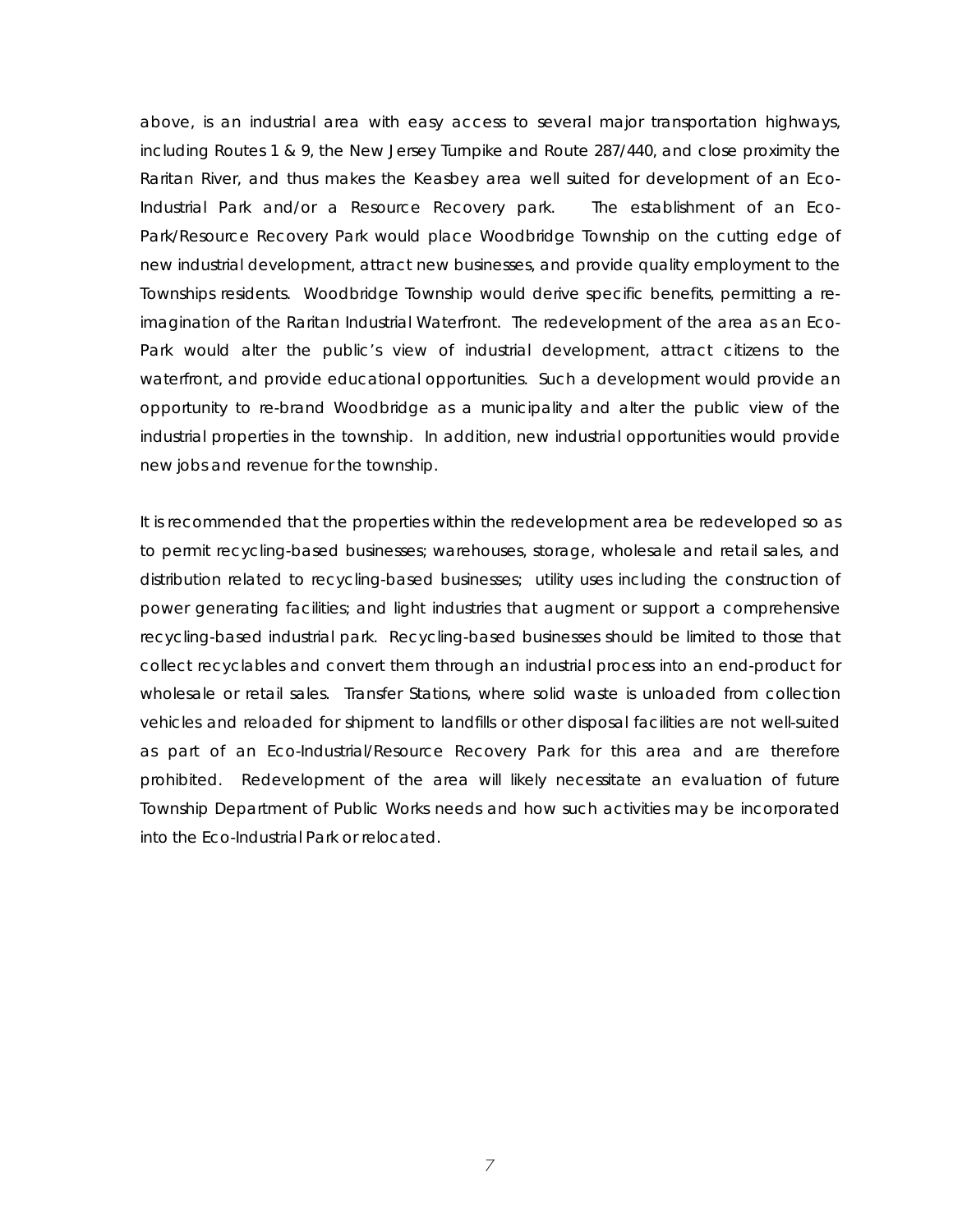above, is an industrial area with easy access to several major transportation highways, including Routes 1 & 9, the New Jersey Turnpike and Route 287/440, and close proximity the Raritan River, and thus makes the Keasbey area well suited for development of an Eco-Industrial Park and/or a Resource Recovery park. The establishment of an Eco-Park/Resource Recovery Park would place Woodbridge Township on the cutting edge of new industrial development, attract new businesses, and provide quality employment to the Townships residents. Woodbridge Township would derive specific benefits, permitting a re-imagination of the Raritan Industrial Waterfront. The redevelopment of the area as an Eco-Park would alter the public's view of industrial development, attract citizens to the waterfront, and provide educational opportunities. Such a development would provide an opportunity to re-brand Woodbridge as a municipality and alter the public view of the industrial properties in the township. In addition, new industrial opportunities would provide new jobs and revenue for the township.

It is recommended that the properties within the redevelopment area be redeveloped so as to permit recycling-based businesses; warehouses, storage, wholesale and retail sales, and distribution related to recycling-based businesses; utility uses including the construction of power generating facilities; and light industries that augment or support a comprehensive recycling-based industrial park. Recycling-based businesses should be limited to those that collect recyclables and convert them through an industrial process into an end-product for wholesale or retail sales. Transfer Stations, where solid waste is unloaded from collection vehicles and reloaded for shipment to landfills or other disposal facilities are not well-suited as part of an Eco-Industrial/Resource Recovery Park for this area and are therefore prohibited. Redevelopment of the area will likely necessitate an evaluation of future Township Department of Public Works needs and how such activities may be incorporated into the Eco-Industrial Park or relocated.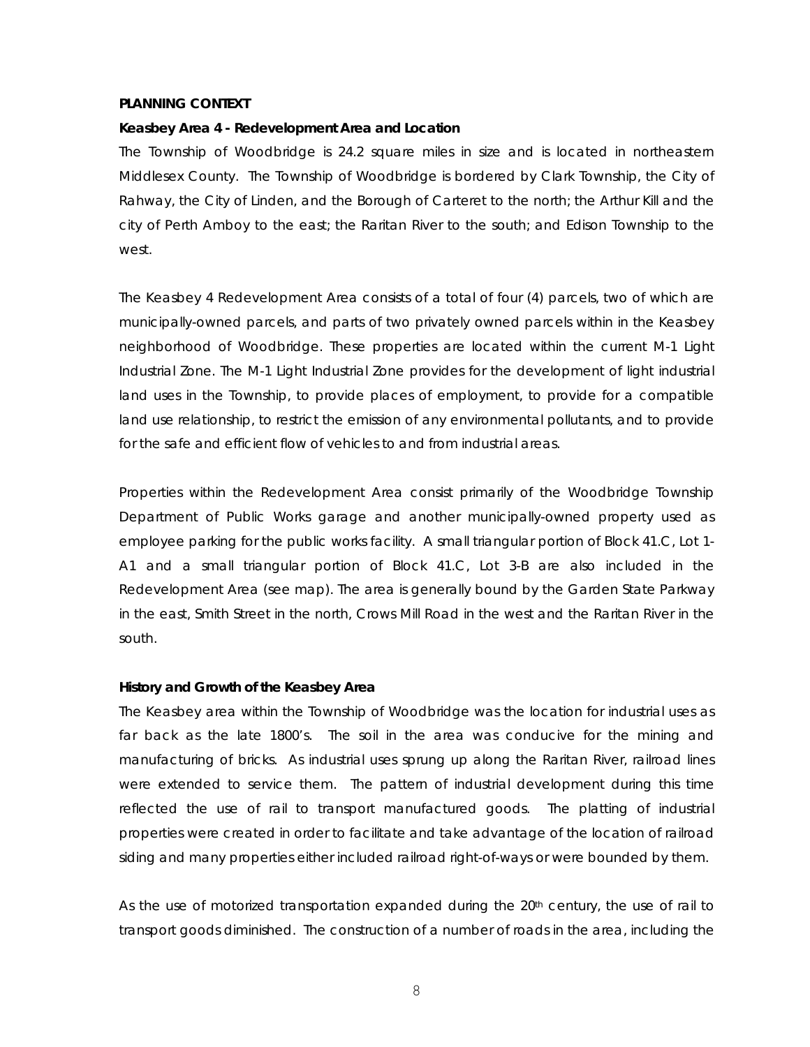**PLANNING CONTEXT**

**Keasbey Area 4 - Redevelopment Area and Location**

The Township of Woodbridge is 24.2 square miles in size and is located in northeastern Middlesex County. The Township of Woodbridge is bordered by Clark Township, the City of Rahway, the City of Linden, and the Borough of Carteret to the north; the Arthur Kill and the city of Perth Amboy to the east; the Raritan River to the south; and Edison Township to the west.

The Keasbey 4 Redevelopment Area consists of a total of four (4) parcels, two of which are municipally-owned parcels, and parts of two privately owned parcels within in the Keasbey neighborhood of Woodbridge. These properties are located within the current M-1 Light Industrial Zone. The M-1 Light Industrial Zone provides for the development of light industrial land uses in the Township, to provide places of employment, to provide for a compatible land use relationship, to restrict the emission of any environmental pollutants, and to provide for the safe and efficient flow of vehicles to and from industrial areas.

Properties within the Redevelopment Area consist primarily of the Woodbridge Township Department of Public Works garage and another municipally-owned property used as employee parking for the public works facility. A small triangular portion of Block 41.C, Lot 1-A1 and a small triangular portion of Block 41.C, Lot 3-B are also included in the Redevelopment Area (see map). The area is generally bound by the Garden State Parkway in the east, Smith Street in the north, Crows Mill Road in the west and the Raritan River in the south.

**History and Growth of the Keasbey Area**

The Keasbey area within the Township of Woodbridge was the location for industrial uses as far back as the late 1800's. The soil in the area was conducive for the mining and manufacturing of bricks. As industrial uses sprung up along the Raritan River, railroad lines were extended to service them. The pattern of industrial development during this time reflected the use of rail to transport manufactured goods. The platting of industrial properties were created in order to facilitate and take advantage of the location of railroad siding and many properties either included railroad right-of-ways or were bounded by them.

As the use of motorized transportation expanded during the 20th century, the use of rail to transport goods diminished. The construction of a number of roads in the area, including the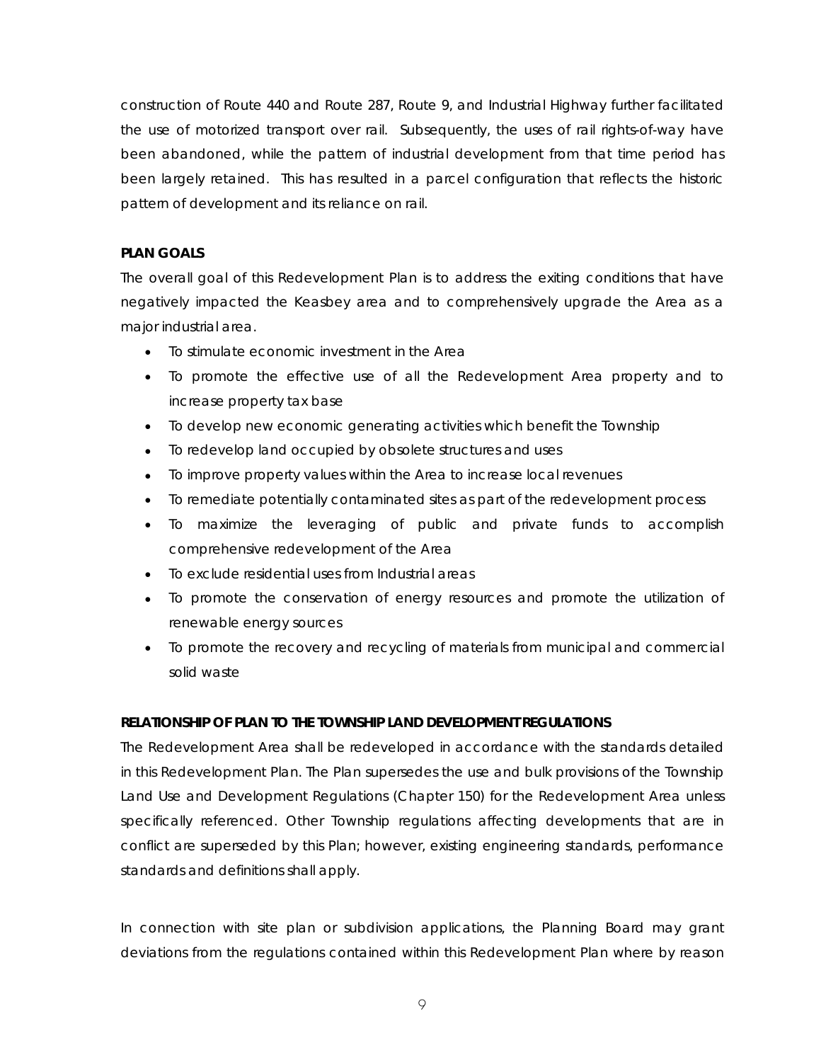construction of Route 440 and Route 287, Route 9, and Industrial Highway further facilitated the use of motorized transport over rail. Subsequently, the uses of rail rights-of-way have been abandoned, while the pattern of industrial development from that time period has been largely retained. This has resulted in a parcel configuration that reflects the historic pattern of development and its reliance on rail.

## PLAN GOALS

The overall goal of this Redevelopment Plan is to address the exiting conditions that have negatively impacted the Keasbey area and to comprehensively upgrade the Area as a major industrial area.

- To stimulate economic investment in the Area
- To promote the effective use of all the Redevelopment Area property and to increase property tax base
- To develop new economic generating activities which benefit the Township
- To redevelop land occupied by obsolete structures and uses
- To improve property values within the Area to increase local revenues
- To remediate potentially contaminated sites as part of the redevelopment process
- To maximize the leveraging of public and private funds to accomplish comprehensive redevelopment of the Area
- To exclude residential uses from Industrial areas
- To promote the conservation of energy resources and promote the utilization of renewable energy sources
- To promote the recovery and recycling of materials from municipal and commercial solid waste

## RELATIONSHIP OF PLAN TO THE TOWNSHIP LAND DEVELOPMENT REGULATIONS

The Redevelopment Area shall be redeveloped in accordance with the standards detailed in this Redevelopment Plan. The Plan supersedes the use and bulk provisions of the Township Land Use and Development Regulations (Chapter 150) for the Redevelopment Area unless specifically referenced. Other Township regulations affecting developments that are in conflict are superseded by this Plan; however, existing engineering standards, performance standards and definitions shall apply.

In connection with site plan or subdivision applications, the Planning Board may grant deviations from the regulations contained within this Redevelopment Plan where by reason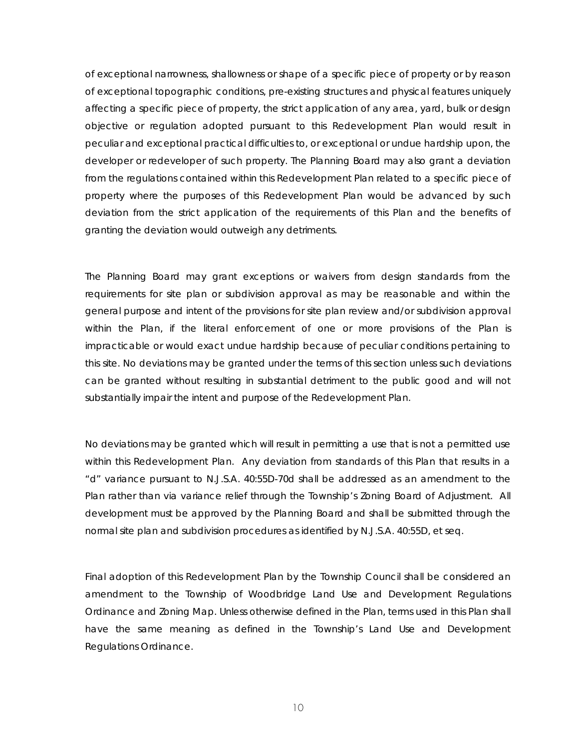of exceptional narrowness, shallowness or shape of a specific piece of property or by reason of exceptional topographic conditions, pre-existing structures and physical features uniquely affecting a specific piece of property, the strict application of any area, yard, bulk or design objective or regulation adopted pursuant to this Redevelopment Plan would result in peculiar and exceptional practical difficulties to, or exceptional or undue hardship upon, the developer or redeveloper of such property. The Planning Board may also grant a deviation from the regulations contained within this Redevelopment Plan related to a specific piece of property where the purposes of this Redevelopment Plan would be advanced by such deviation from the strict application of the requirements of this Plan and the benefits of granting the deviation would outweigh any detriments.

The Planning Board may grant exceptions or waivers from design standards from the requirements for site plan or subdivision approval as may be reasonable and within the general purpose and intent of the provisions for site plan review and/or subdivision approval within the Plan, if the literal enforcement of one or more provisions of the Plan is impracticable or would exact undue hardship because of peculiar conditions pertaining to this site. No deviations may be granted under the terms of this section unless such deviations can be granted without resulting in substantial detriment to the public good and will not substantially impair the intent and purpose of the Redevelopment Plan.

No deviations may be granted which will result in permitting a use that is not a permitted use within this Redevelopment Plan. Any deviation from standards of this Plan that results in a "d" variance pursuant to N.J.S.A. 40:55D-70d shall be addressed as an amendment to the Plan rather than via variance relief through the Township's Zoning Board of Adjustment. All development must be approved by the Planning Board and shall be submitted through the normal site plan and subdivision procedures as identified by N.J.S.A. 40:55D, et seq.

Final adoption of this Redevelopment Plan by the Township Council shall be considered an amendment to the Township of Woodbridge Land Use and Development Regulations Ordinance and Zoning Map. Unless otherwise defined in the Plan, terms used in this Plan shall have the same meaning as defined in the Township's Land Use and Development Regulations Ordinance.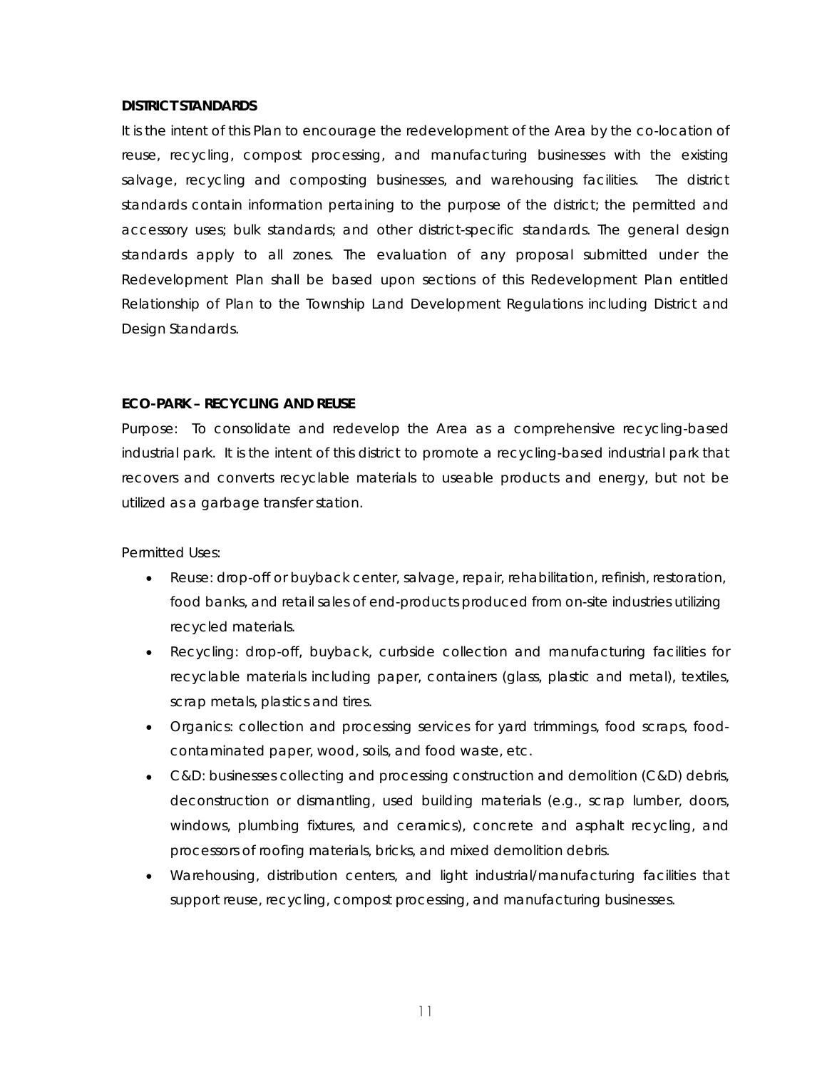**DISTRICT STANDARDS**

It is the intent of this Plan to encourage the redevelopment of the Area by the co-location of reuse, recycling, compost processing, and manufacturing businesses with the existing salvage, recycling and composting businesses, and warehousing facilities. The district standards contain information pertaining to the purpose of the district; the permitted and accessory uses; bulk standards; and other district-specific standards. The general design standards apply to all zones. The evaluation of any proposal submitted under the Redevelopment Plan shall be based upon sections of this Redevelopment Plan entitled Relationship of Plan to the Township Land Development Regulations including District and Design Standards.

**ECO-PARK – RECYCLING AND REUSE**

Purpose: To consolidate and redevelop the Area as a comprehensive recycling-based industrial park. It is the intent of this district to promote a recycling-based industrial park that recovers and converts recyclable materials to useable products and energy, but not be utilized as a garbage transfer station.

Permitted Uses:

- Reuse: drop-off or buyback center, salvage, repair, rehabilitation, refinish, restoration, food banks, and retail sales of end-products produced from on-site industries utilizing recycled materials.
- Recycling: drop-off, buyback, curbside collection and manufacturing facilities for recyclable materials including paper, containers (glass, plastic and metal), textiles, scrap metals, plastics and tires.
- Organics: collection and processing services for yard trimmings, food scraps, food-contaminated paper, wood, soils, and food waste, etc.
- C&D: businesses collecting and processing construction and demolition (C&D) debris, deconstruction or dismantling, used building materials (e.g., scrap lumber, doors, windows, plumbing fixtures, and ceramics), concrete and asphalt recycling, and processors of roofing materials, bricks, and mixed demolition debris.
- Warehousing, distribution centers, and light industrial/manufacturing facilities that support reuse, recycling, compost processing, and manufacturing businesses.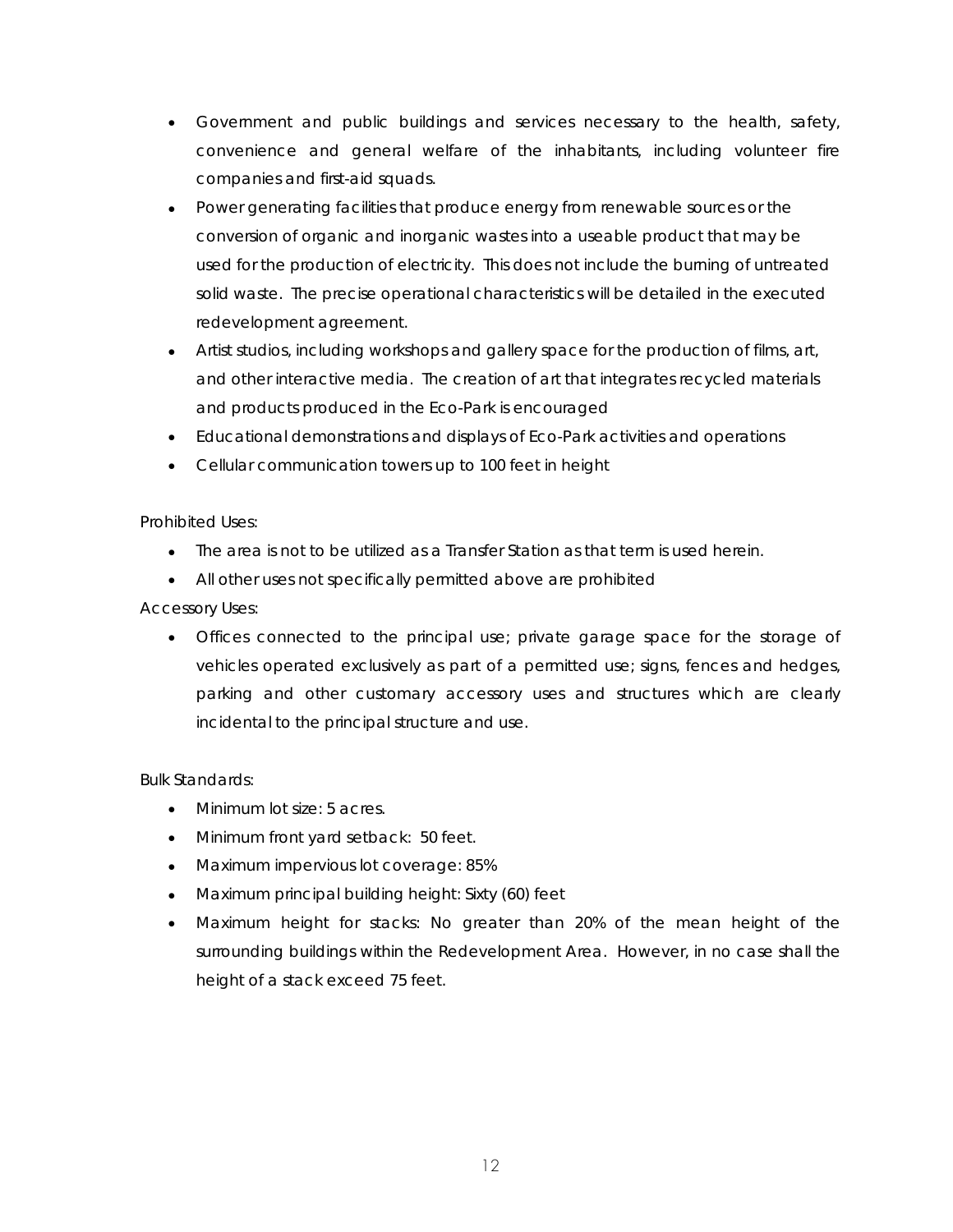- Government and public buildings and services necessary to the health, safety, convenience and general welfare of the inhabitants, including volunteer fire companies and first-aid squads.
- Power generating facilities that produce energy from renewable sources or the conversion of organic and inorganic wastes into a useable product that may be used for the production of electricity. This does not include the burning of untreated solid waste. The precise operational characteristics will be detailed in the executed redevelopment agreement.
- Artist studios, including workshops and gallery space for the production of films, art, and other interactive media. The creation of art that integrates recycled materials and products produced in the Eco-Park is encouraged
- Educational demonstrations and displays of Eco-Park activities and operations
- Cellular communication towers up to 100 feet in height

Prohibited Uses:

- The area is not to be utilized as a Transfer Station as that term is used herein.
- All other uses not specifically permitted above are prohibited

Accessory Uses:

- Offices connected to the principal use; private garage space for the storage of vehicles operated exclusively as part of a permitted use; signs, fences and hedges, parking and other customary accessory uses and structures which are clearly incidental to the principal structure and use.

Bulk Standards:

- Minimum lot size: 5 acres.
- Minimum front yard setback: 50 feet.
- Maximum impervious lot coverage: 85%
- Maximum principal building height: Sixty (60) feet
- Maximum height for stacks: No greater than 20% of the mean height of the surrounding buildings within the Redevelopment Area. However, in no case shall the height of a stack exceed 75 feet.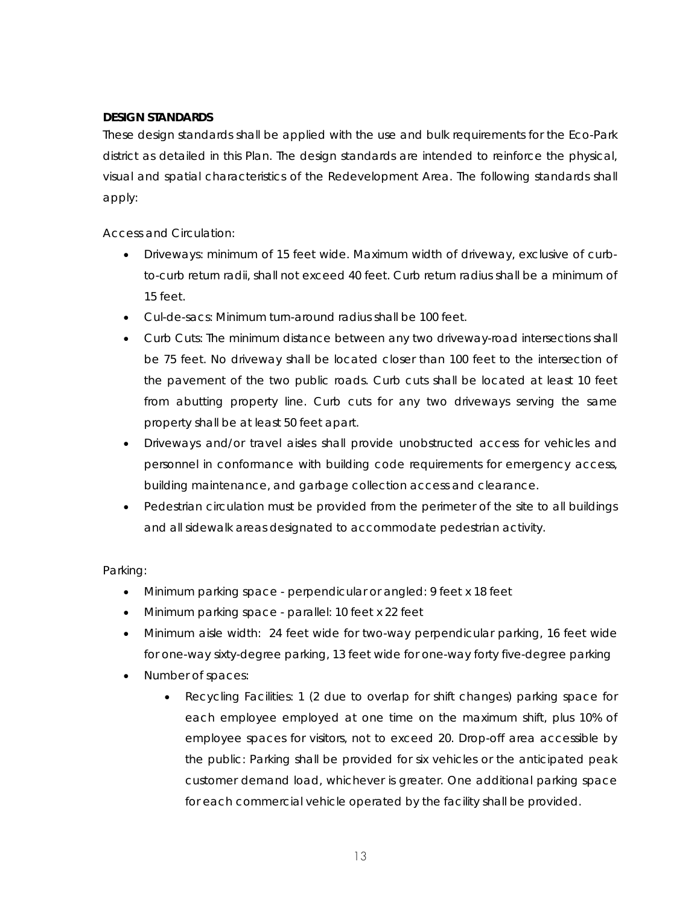**DESIGN STANDARDS**

These design standards shall be applied with the use and bulk requirements for the Eco-Park district as detailed in this Plan. The design standards are intended to reinforce the physical, visual and spatial characteristics of the Redevelopment Area. The following standards shall apply:

Access and Circulation:

- Driveways: minimum of 15 feet wide. Maximum width of driveway, exclusive of curb-to-curb return radii, shall not exceed 40 feet. Curb return radius shall be a minimum of 15 feet.
- Cul-de-sacs: Minimum turn-around radius shall be 100 feet.
- Curb Cuts: The minimum distance between any two driveway-road intersections shall be 75 feet. No driveway shall be located closer than 100 feet to the intersection of the pavement of the two public roads. Curb cuts shall be located at least 10 feet from abutting property line. Curb cuts for any two driveways serving the same property shall be at least 50 feet apart.
- Driveways and/or travel aisles shall provide unobstructed access for vehicles and personnel in conformance with building code requirements for emergency access, building maintenance, and garbage collection access and clearance.
- Pedestrian circulation must be provided from the perimeter of the site to all buildings and all sidewalk areas designated to accommodate pedestrian activity.

Parking:

- Minimum parking space - perpendicular or angled: 9 feet x 18 feet
- Minimum parking space - parallel: 10 feet x 22 feet
- Minimum aisle width: 24 feet wide for two-way perpendicular parking, 16 feet wide for one-way sixty-degree parking, 13 feet wide for one-way forty five-degree parking
- Number of spaces:
  - Recycling Facilities: 1 (2 due to overlap for shift changes) parking space for each employee employed at one time on the maximum shift, plus 10% of employee spaces for visitors, not to exceed 20. Drop-off area accessible by the public: Parking shall be provided for six vehicles or the anticipated peak customer demand load, whichever is greater. One additional parking space for each commercial vehicle operated by the facility shall be provided.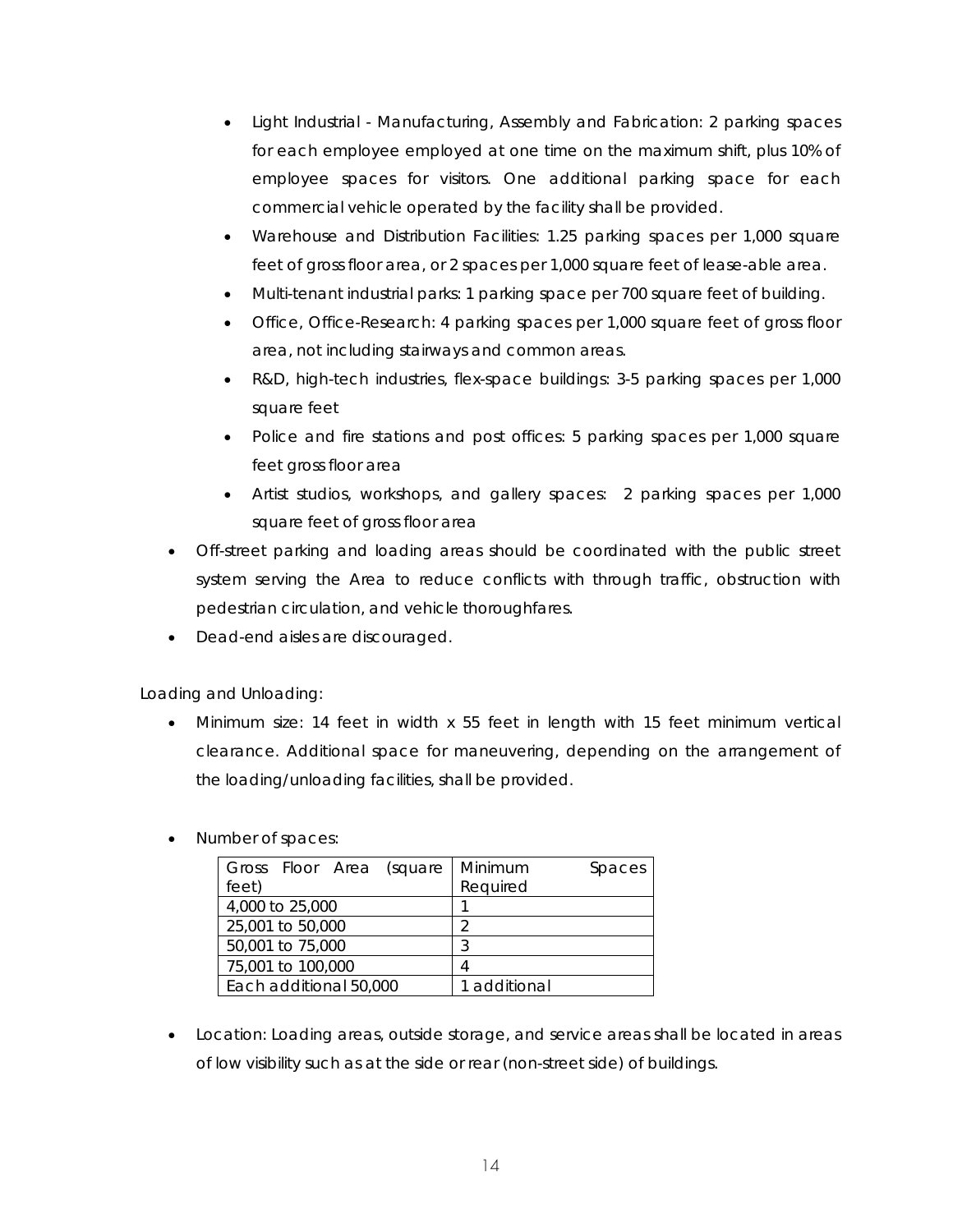- Light Industrial - Manufacturing, Assembly and Fabrication: 2 parking spaces for each employee employed at one time on the maximum shift, plus 10% of employee spaces for visitors. One additional parking space for each commercial vehicle operated by the facility shall be provided.
  - Warehouse and Distribution Facilities: 1.25 parking spaces per 1,000 square feet of gross floor area, or 2 spaces per 1,000 square feet of lease-able area.
  - Multi-tenant industrial parks: 1 parking space per 700 square feet of building.
  - Office, Office-Research: 4 parking spaces per 1,000 square feet of gross floor area, not including stairways and common areas.
  - R&D, high-tech industries, flex-space buildings: 3-5 parking spaces per 1,000 square feet
  - Police and fire stations and post offices: 5 parking spaces per 1,000 square feet gross floor area
  - Artist studios, workshops, and gallery spaces: 2 parking spaces per 1,000 square feet of gross floor area
- Off-street parking and loading areas should be coordinated with the public street system serving the Area to reduce conflicts with through traffic, obstruction with pedestrian circulation, and vehicle thoroughfares.
- Dead-end aisles are discouraged.

Loading and Unloading:

- Minimum size: 14 feet in width x 55 feet in length with 15 feet minimum vertical clearance. Additional space for maneuvering, depending on the arrangement of the loading/unloading facilities, shall be provided.

- Number of spaces:

| Gross Floor Area (square feet) | Minimum Spaces Required |
|---|---|
| 4,000 to 25,000 | 1 |
| 25,001 to 50,000 | 2 |
| 50,001 to 75,000 | 3 |
| 75,001 to 100,000 | 4 |
| Each additional 50,000 | 1 additional |

- Location: Loading areas, outside storage, and service areas shall be located in areas of low visibility such as at the side or rear (non-street side) of buildings.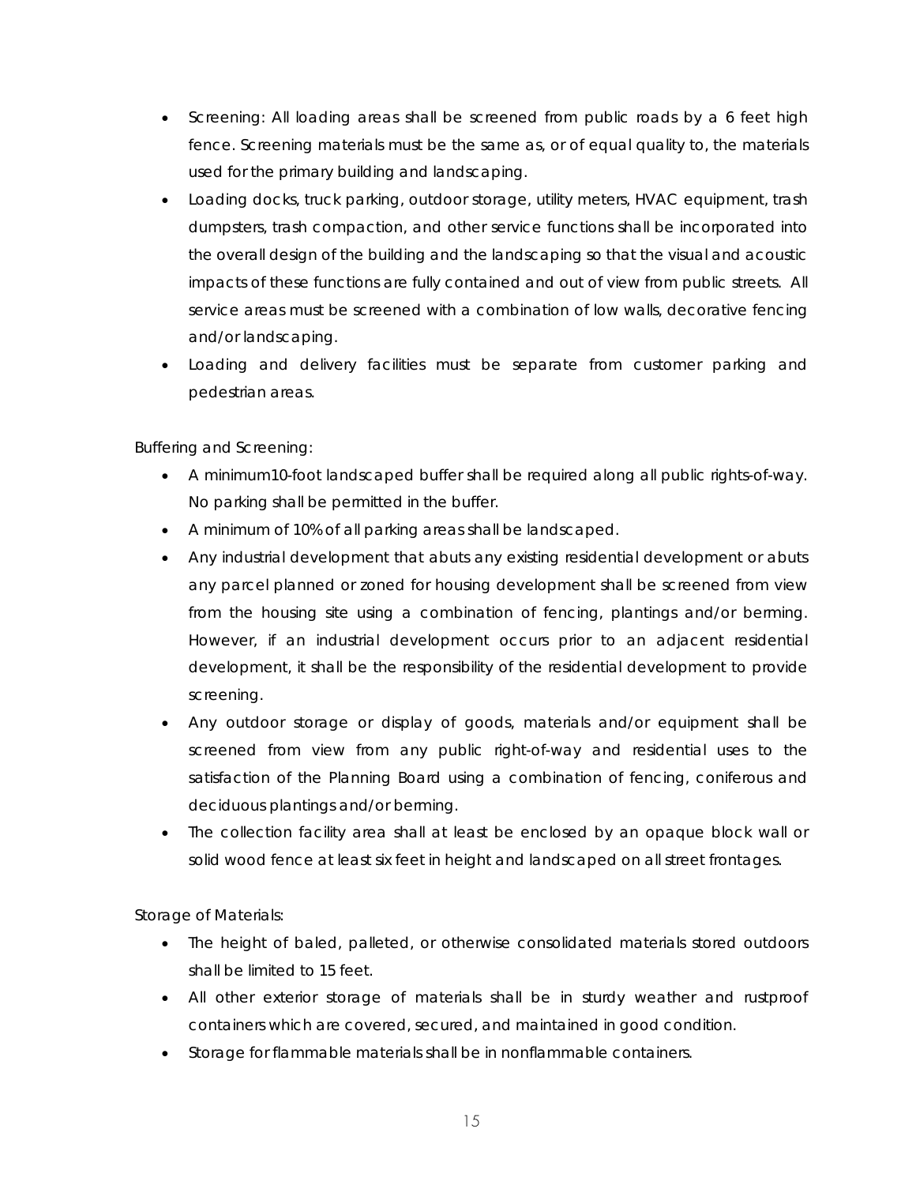- Screening: All loading areas shall be screened from public roads by a 6 feet high fence. Screening materials must be the same as, or of equal quality to, the materials used for the primary building and landscaping.
- Loading docks, truck parking, outdoor storage, utility meters, HVAC equipment, trash dumpsters, trash compaction, and other service functions shall be incorporated into the overall design of the building and the landscaping so that the visual and acoustic impacts of these functions are fully contained and out of view from public streets. All service areas must be screened with a combination of low walls, decorative fencing and/or landscaping.
- Loading and delivery facilities must be separate from customer parking and pedestrian areas.

Buffering and Screening:

- A minimum10-foot landscaped buffer shall be required along all public rights-of-way. No parking shall be permitted in the buffer.
- A minimum of 10% of all parking areas shall be landscaped.
- Any industrial development that abuts any existing residential development or abuts any parcel planned or zoned for housing development shall be screened from view from the housing site using a combination of fencing, plantings and/or berming. However, if an industrial development occurs prior to an adjacent residential development, it shall be the responsibility of the residential development to provide screening.
- Any outdoor storage or display of goods, materials and/or equipment shall be screened from view from any public right-of-way and residential uses to the satisfaction of the Planning Board using a combination of fencing, coniferous and deciduous plantings and/or berming.
- The collection facility area shall at least be enclosed by an opaque block wall or solid wood fence at least six feet in height and landscaped on all street frontages.

Storage of Materials:

- The height of baled, palleted, or otherwise consolidated materials stored outdoors shall be limited to 15 feet.
- All other exterior storage of materials shall be in sturdy weather and rustproof containers which are covered, secured, and maintained in good condition.
- Storage for flammable materials shall be in nonflammable containers.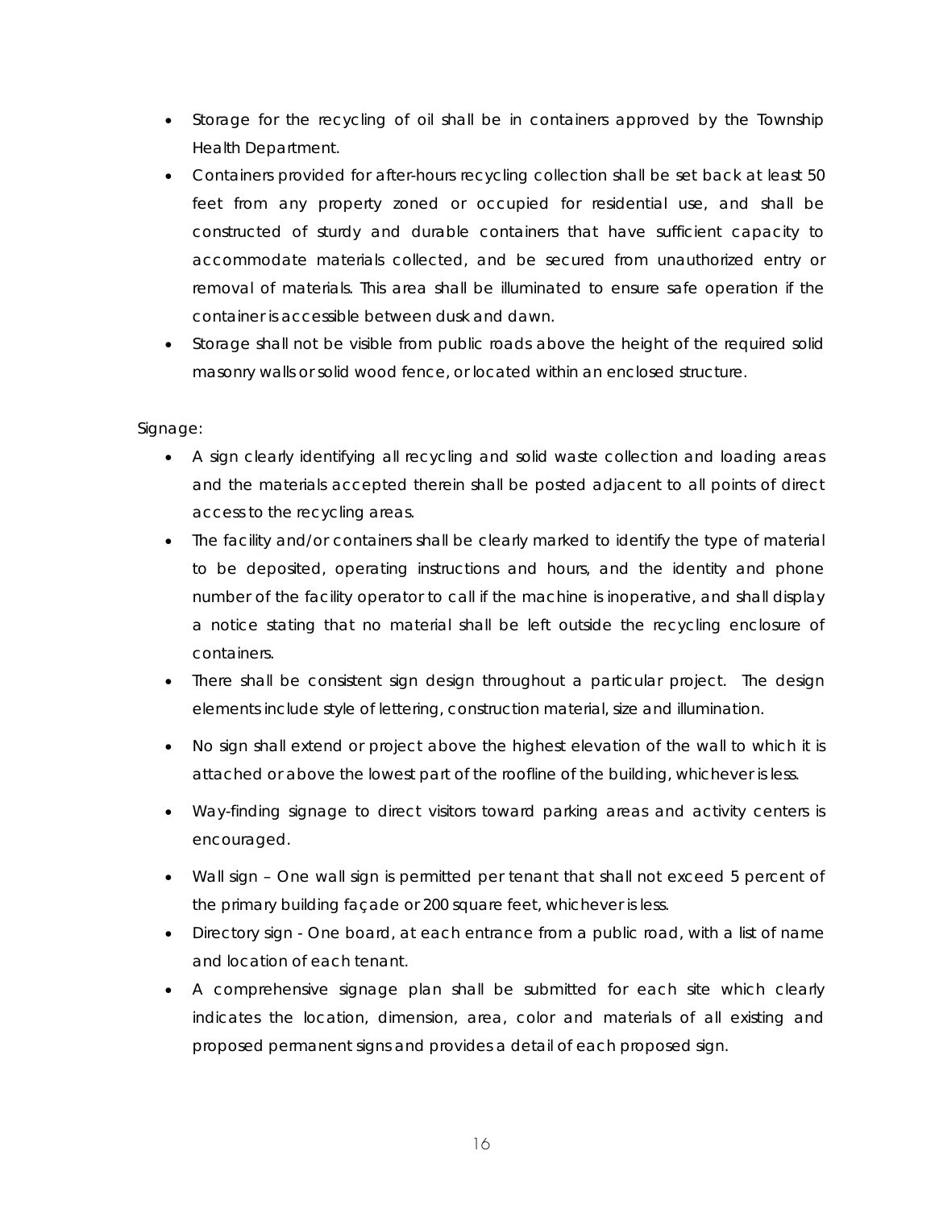- Storage for the recycling of oil shall be in containers approved by the Township Health Department.
- Containers provided for after-hours recycling collection shall be set back at least 50 feet from any property zoned or occupied for residential use, and shall be constructed of sturdy and durable containers that have sufficient capacity to accommodate materials collected, and be secured from unauthorized entry or removal of materials. This area shall be illuminated to ensure safe operation if the container is accessible between dusk and dawn.
- Storage shall not be visible from public roads above the height of the required solid masonry walls or solid wood fence, or located within an enclosed structure.

Signage:

- A sign clearly identifying all recycling and solid waste collection and loading areas and the materials accepted therein shall be posted adjacent to all points of direct access to the recycling areas.
- The facility and/or containers shall be clearly marked to identify the type of material to be deposited, operating instructions and hours, and the identity and phone number of the facility operator to call if the machine is inoperative, and shall display a notice stating that no material shall be left outside the recycling enclosure of containers.
- There shall be consistent sign design throughout a particular project. The design elements include style of lettering, construction material, size and illumination.
- No sign shall extend or project above the highest elevation of the wall to which it is attached or above the lowest part of the roofline of the building, whichever is less.
- Way-finding signage to direct visitors toward parking areas and activity centers is encouraged.
- Wall sign – One wall sign is permitted per tenant that shall not exceed 5 percent of the primary building façade or 200 square feet, whichever is less.
- Directory sign - One board, at each entrance from a public road, with a list of name and location of each tenant.
- A comprehensive signage plan shall be submitted for each site which clearly indicates the location, dimension, area, color and materials of all existing and proposed permanent signs and provides a detail of each proposed sign.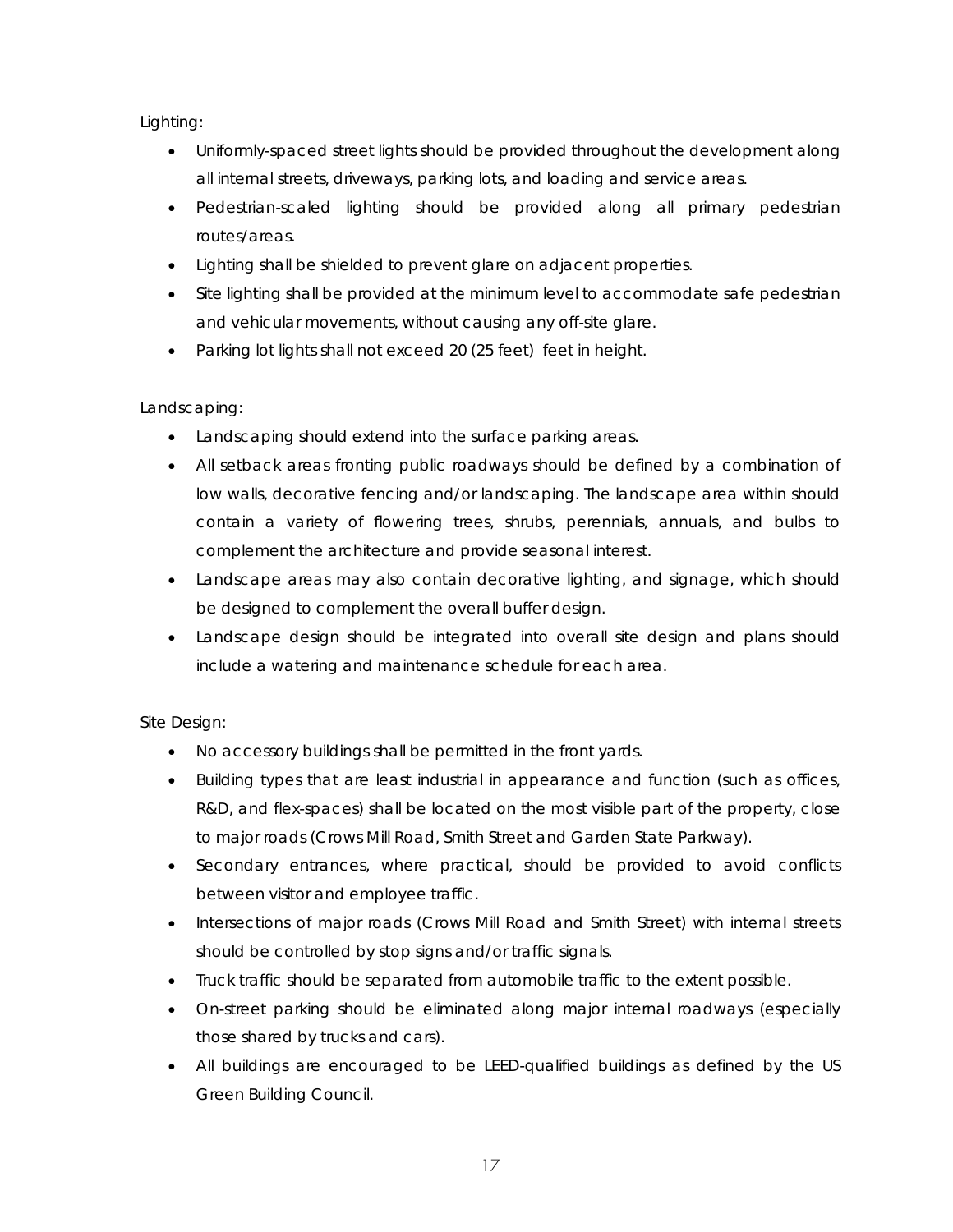Lighting:

- Uniformly-spaced street lights should be provided throughout the development along all internal streets, driveways, parking lots, and loading and service areas.
- Pedestrian-scaled lighting should be provided along all primary pedestrian routes/areas.
- Lighting shall be shielded to prevent glare on adjacent properties.
- Site lighting shall be provided at the minimum level to accommodate safe pedestrian and vehicular movements, without causing any off-site glare.
- Parking lot lights shall not exceed 20 (25 feet) feet in height.

Landscaping:

- Landscaping should extend into the surface parking areas.
- All setback areas fronting public roadways should be defined by a combination of low walls, decorative fencing and/or landscaping. The landscape area within should contain a variety of flowering trees, shrubs, perennials, annuals, and bulbs to complement the architecture and provide seasonal interest.
- Landscape areas may also contain decorative lighting, and signage, which should be designed to complement the overall buffer design.
- Landscape design should be integrated into overall site design and plans should include a watering and maintenance schedule for each area.

Site Design:

- No accessory buildings shall be permitted in the front yards.
- Building types that are least industrial in appearance and function (such as offices, R&D, and flex-spaces) shall be located on the most visible part of the property, close to major roads (Crows Mill Road, Smith Street and Garden State Parkway).
- Secondary entrances, where practical, should be provided to avoid conflicts between visitor and employee traffic.
- Intersections of major roads (Crows Mill Road and Smith Street) with internal streets should be controlled by stop signs and/or traffic signals.
- Truck traffic should be separated from automobile traffic to the extent possible.
- On-street parking should be eliminated along major internal roadways (especially those shared by trucks and cars).
- All buildings are encouraged to be LEED-qualified buildings as defined by the US Green Building Council.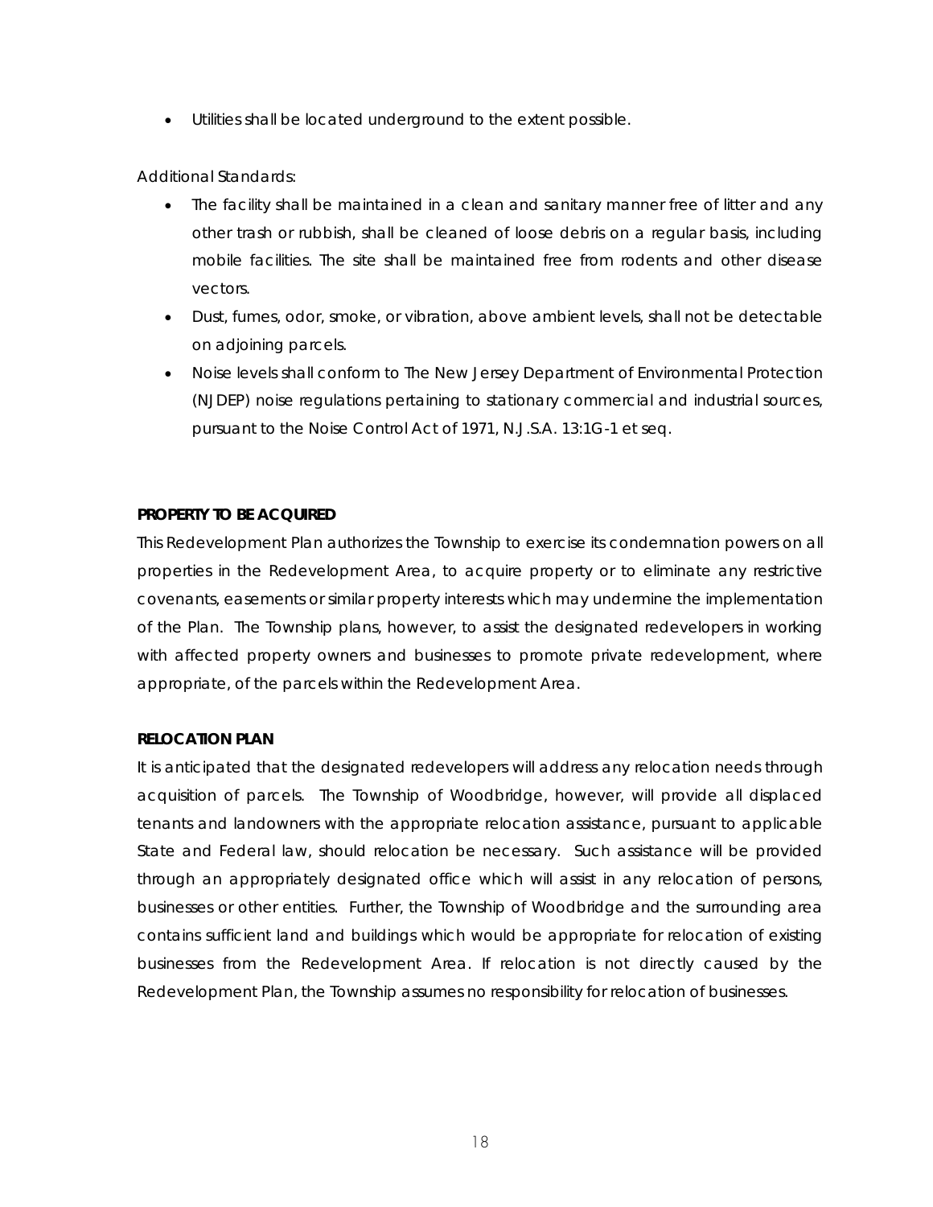- Utilities shall be located underground to the extent possible.

Additional Standards:

- The facility shall be maintained in a clean and sanitary manner free of litter and any other trash or rubbish, shall be cleaned of loose debris on a regular basis, including mobile facilities. The site shall be maintained free from rodents and other disease vectors.
- Dust, fumes, odor, smoke, or vibration, above ambient levels, shall not be detectable on adjoining parcels.
- Noise levels shall conform to The New Jersey Department of Environmental Protection (NJDEP) noise regulations pertaining to stationary commercial and industrial sources, pursuant to the Noise Control Act of 1971, N.J.S.A. 13:1G-1 et seq.

**PROPERTY TO BE ACQUIRED**

This Redevelopment Plan authorizes the Township to exercise its condemnation powers on all properties in the Redevelopment Area, to acquire property or to eliminate any restrictive covenants, easements or similar property interests which may undermine the implementation of the Plan. The Township plans, however, to assist the designated redevelopers in working with affected property owners and businesses to promote private redevelopment, where appropriate, of the parcels within the Redevelopment Area.

**RELOCATION PLAN**

It is anticipated that the designated redevelopers will address any relocation needs through acquisition of parcels. The Township of Woodbridge, however, will provide all displaced tenants and landowners with the appropriate relocation assistance, pursuant to applicable State and Federal law, should relocation be necessary. Such assistance will be provided through an appropriately designated office which will assist in any relocation of persons, businesses or other entities. Further, the Township of Woodbridge and the surrounding area contains sufficient land and buildings which would be appropriate for relocation of existing businesses from the Redevelopment Area. If relocation is not directly caused by the Redevelopment Plan, the Township assumes no responsibility for relocation of businesses.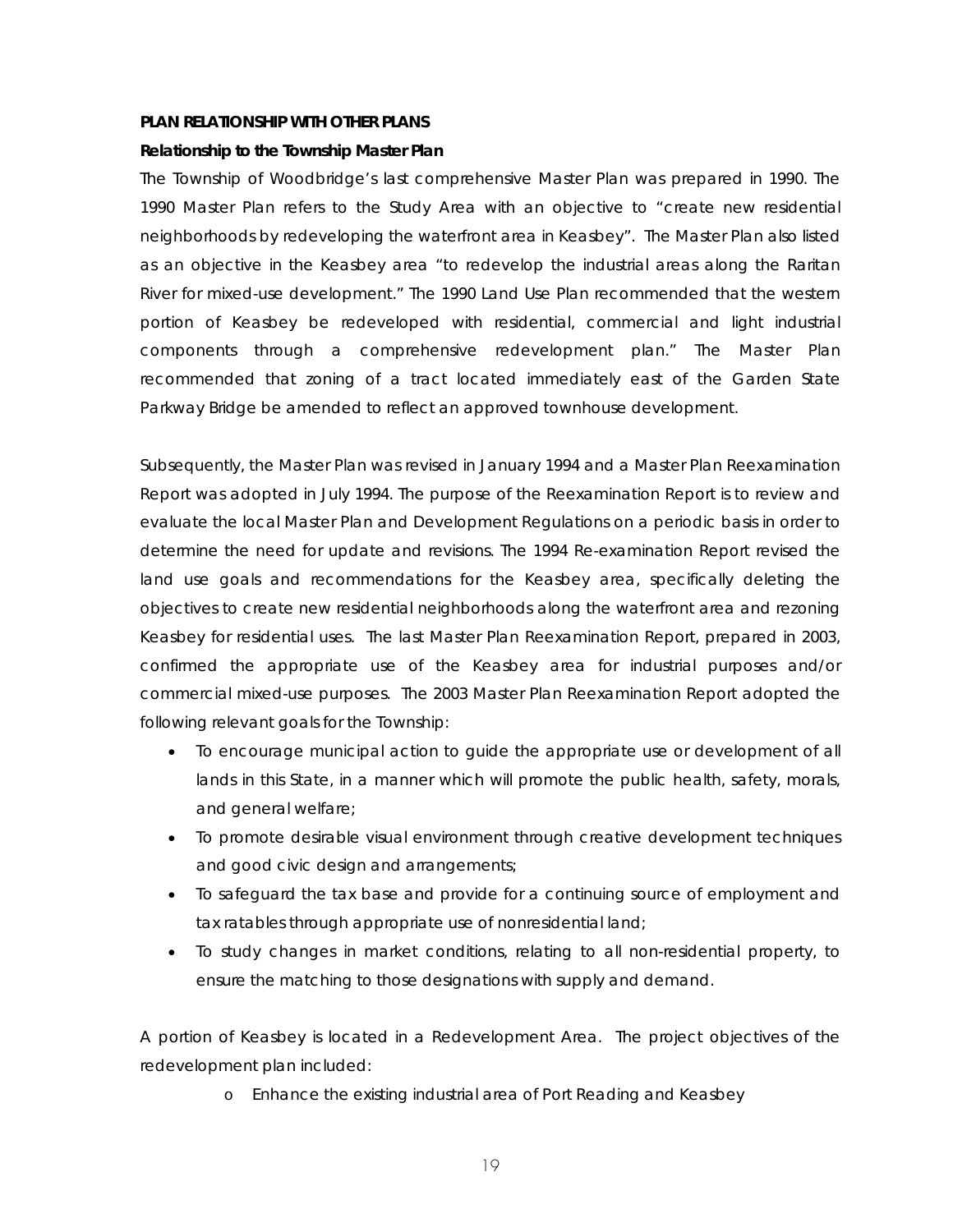**PLAN RELATIONSHIP WITH OTHER PLANS**

**Relationship to the Township Master Plan**

The Township of Woodbridge's last comprehensive Master Plan was prepared in 1990. The 1990 Master Plan refers to the Study Area with an objective to "create new residential neighborhoods by redeveloping the waterfront area in Keasbey". The Master Plan also listed as an objective in the Keasbey area "to redevelop the industrial areas along the Raritan River for mixed-use development." The 1990 Land Use Plan recommended that the western portion of Keasbey be redeveloped with residential, commercial and light industrial components through a comprehensive redevelopment plan." The Master Plan recommended that zoning of a tract located immediately east of the Garden State Parkway Bridge be amended to reflect an approved townhouse development.

Subsequently, the Master Plan was revised in January 1994 and a Master Plan Reexamination Report was adopted in July 1994. The purpose of the Reexamination Report is to review and evaluate the local Master Plan and Development Regulations on a periodic basis in order to determine the need for update and revisions. The 1994 Re-examination Report revised the land use goals and recommendations for the Keasbey area, specifically deleting the objectives to create new residential neighborhoods along the waterfront area and rezoning Keasbey for residential uses. The last Master Plan Reexamination Report, prepared in 2003, confirmed the appropriate use of the Keasbey area for industrial purposes and/or commercial mixed-use purposes. The 2003 Master Plan Reexamination Report adopted the following relevant goals for the Township:

- To encourage municipal action to guide the appropriate use or development of all lands in this State, in a manner which will promote the public health, safety, morals, and general welfare;
- To promote desirable visual environment through creative development techniques and good civic design and arrangements;
- To safeguard the tax base and provide for a continuing source of employment and tax ratables through appropriate use of nonresidential land;
- To study changes in market conditions, relating to all non-residential property, to ensure the matching to those designations with supply and demand.

A portion of Keasbey is located in a Redevelopment Area. The project objectives of the redevelopment plan included:

- Enhance the existing industrial area of Port Reading and Keasbey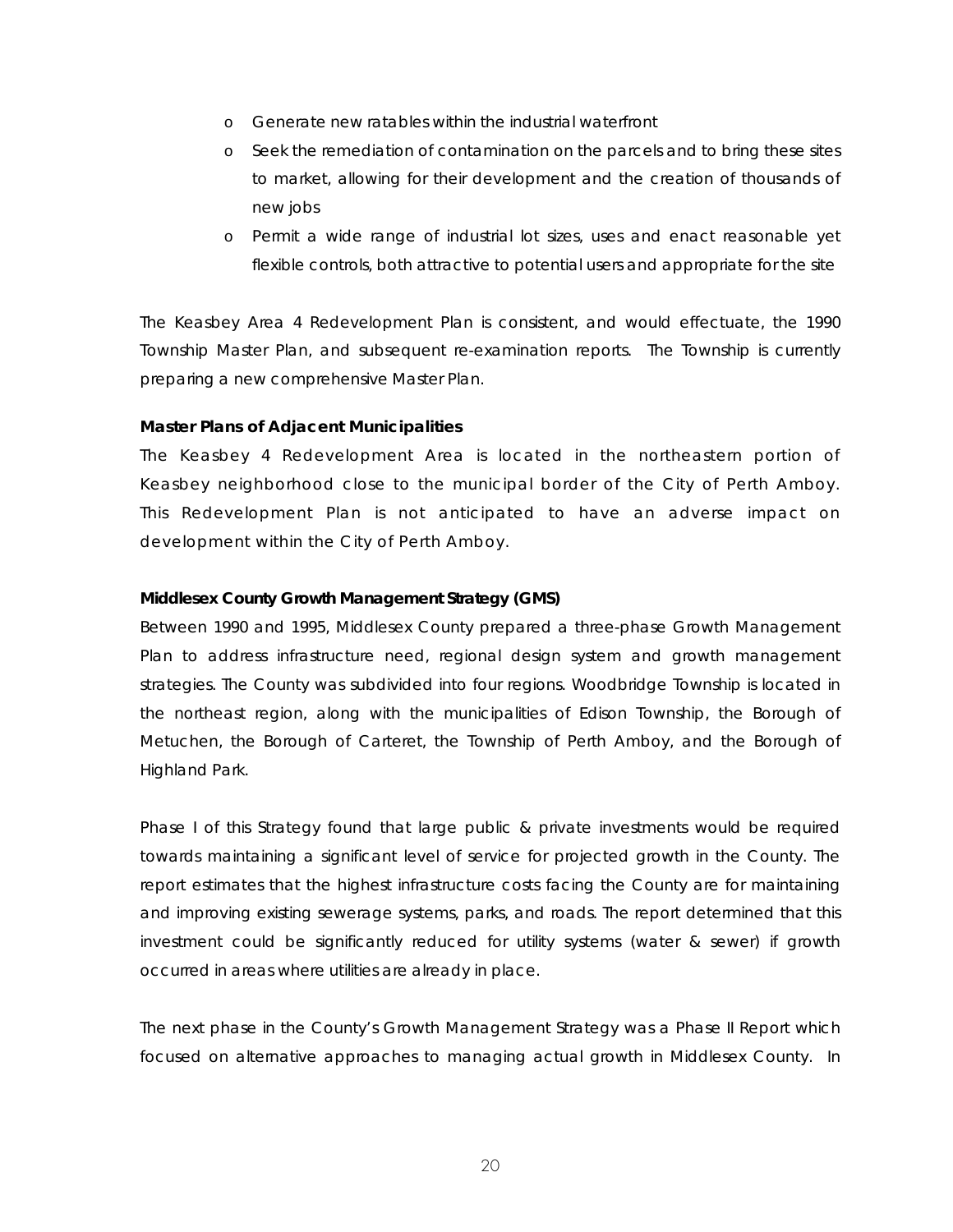- Generate new ratables within the industrial waterfront
- Seek the remediation of contamination on the parcels and to bring these sites to market, allowing for their development and the creation of thousands of new jobs
- Permit a wide range of industrial lot sizes, uses and enact reasonable yet flexible controls, both attractive to potential users and appropriate for the site

The Keasbey Area 4 Redevelopment Plan is consistent, and would effectuate, the 1990 Township Master Plan, and subsequent re-examination reports. The Township is currently preparing a new comprehensive Master Plan.

**Master Plans of Adjacent Municipalities**

The Keasbey 4 Redevelopment Area is located in the northeastern portion of Keasbey neighborhood close to the municipal border of the City of Perth Amboy. This Redevelopment Plan is not anticipated to have an adverse impact on development within the City of Perth Amboy.

**Middlesex County Growth Management Strategy (GMS)**

Between 1990 and 1995, Middlesex County prepared a three-phase Growth Management Plan to address infrastructure need, regional design system and growth management strategies. The County was subdivided into four regions. Woodbridge Township is located in the northeast region, along with the municipalities of Edison Township, the Borough of Metuchen, the Borough of Carteret, the Township of Perth Amboy, and the Borough of Highland Park.

Phase I of this Strategy found that large public & private investments would be required towards maintaining a significant level of service for projected growth in the County. The report estimates that the highest infrastructure costs facing the County are for maintaining and improving existing sewerage systems, parks, and roads. The report determined that this investment could be significantly reduced for utility systems (water & sewer) if growth occurred in areas where utilities are already in place.

The next phase in the County's Growth Management Strategy was a Phase II Report which focused on alternative approaches to managing actual growth in Middlesex County. In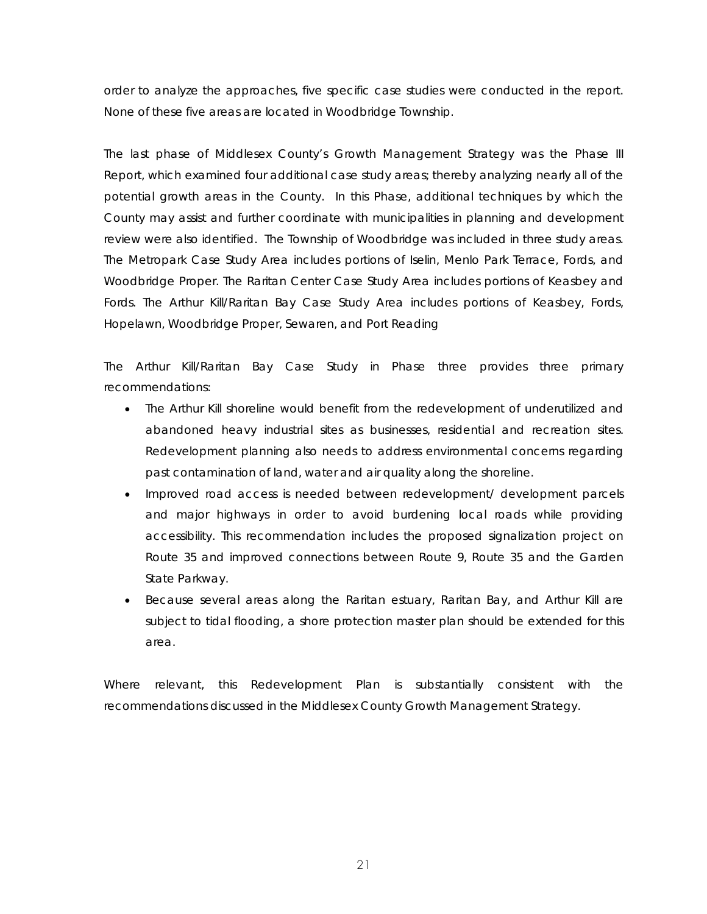order to analyze the approaches, five specific case studies were conducted in the report. None of these five areas are located in Woodbridge Township.

The last phase of Middlesex County's Growth Management Strategy was the Phase III Report, which examined four additional case study areas; thereby analyzing nearly all of the potential growth areas in the County. In this Phase, additional techniques by which the County may assist and further coordinate with municipalities in planning and development review were also identified. The Township of Woodbridge was included in three study areas. The Metropark Case Study Area includes portions of Iselin, Menlo Park Terrace, Fords, and Woodbridge Proper. The Raritan Center Case Study Area includes portions of Keasbey and Fords. The Arthur Kill/Raritan Bay Case Study Area includes portions of Keasbey, Fords, Hopelawn, Woodbridge Proper, Sewaren, and Port Reading

The Arthur Kill/Raritan Bay Case Study in Phase three provides three primary recommendations:

- The Arthur Kill shoreline would benefit from the redevelopment of underutilized and abandoned heavy industrial sites as businesses, residential and recreation sites. Redevelopment planning also needs to address environmental concerns regarding past contamination of land, water and air quality along the shoreline.
- Improved road access is needed between redevelopment/ development parcels and major highways in order to avoid burdening local roads while providing accessibility. This recommendation includes the proposed signalization project on Route 35 and improved connections between Route 9, Route 35 and the Garden State Parkway.
- Because several areas along the Raritan estuary, Raritan Bay, and Arthur Kill are subject to tidal flooding, a shore protection master plan should be extended for this area.

Where relevant, this Redevelopment Plan is substantially consistent with the recommendations discussed in the Middlesex County Growth Management Strategy.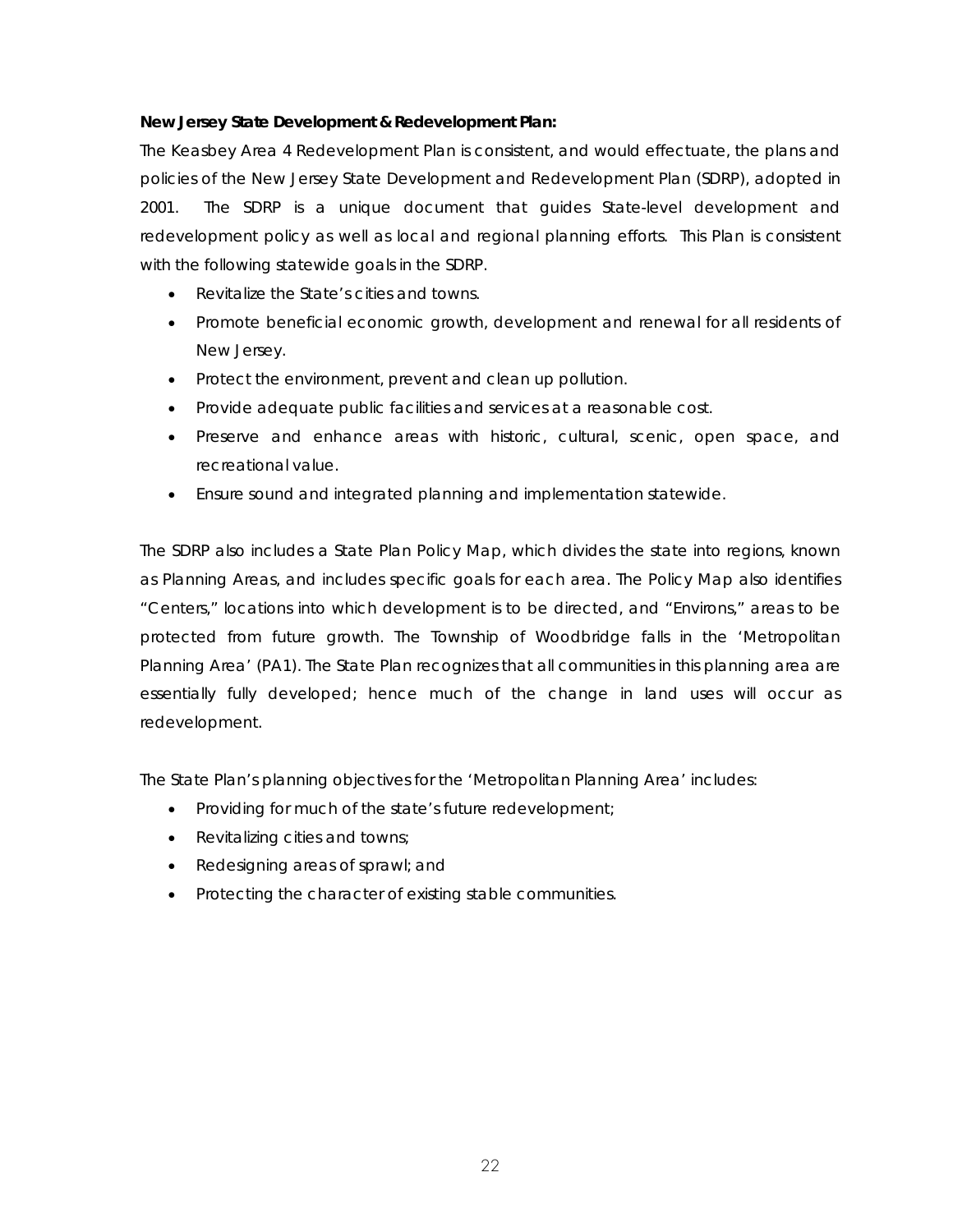**New Jersey State Development & Redevelopment Plan:**

The Keasbey Area 4 Redevelopment Plan is consistent, and would effectuate, the plans and policies of the New Jersey State Development and Redevelopment Plan (SDRP), adopted in 2001. The SDRP is a unique document that guides State-level development and redevelopment policy as well as local and regional planning efforts. This Plan is consistent with the following statewide goals in the SDRP.

- Revitalize the State's cities and towns.
- Promote beneficial economic growth, development and renewal for all residents of New Jersey.
- Protect the environment, prevent and clean up pollution.
- Provide adequate public facilities and services at a reasonable cost.
- Preserve and enhance areas with historic, cultural, scenic, open space, and recreational value.
- Ensure sound and integrated planning and implementation statewide.

The SDRP also includes a State Plan Policy Map, which divides the state into regions, known as Planning Areas, and includes specific goals for each area. The Policy Map also identifies "Centers," locations into which development is to be directed, and "Environs," areas to be protected from future growth. The Township of Woodbridge falls in the 'Metropolitan Planning Area' (PA1). The State Plan recognizes that all communities in this planning area are essentially fully developed; hence much of the change in land uses will occur as redevelopment.

The State Plan's planning objectives for the 'Metropolitan Planning Area' includes:

- Providing for much of the state's future redevelopment;
- Revitalizing cities and towns;
- Redesigning areas of sprawl; and
- Protecting the character of existing stable communities.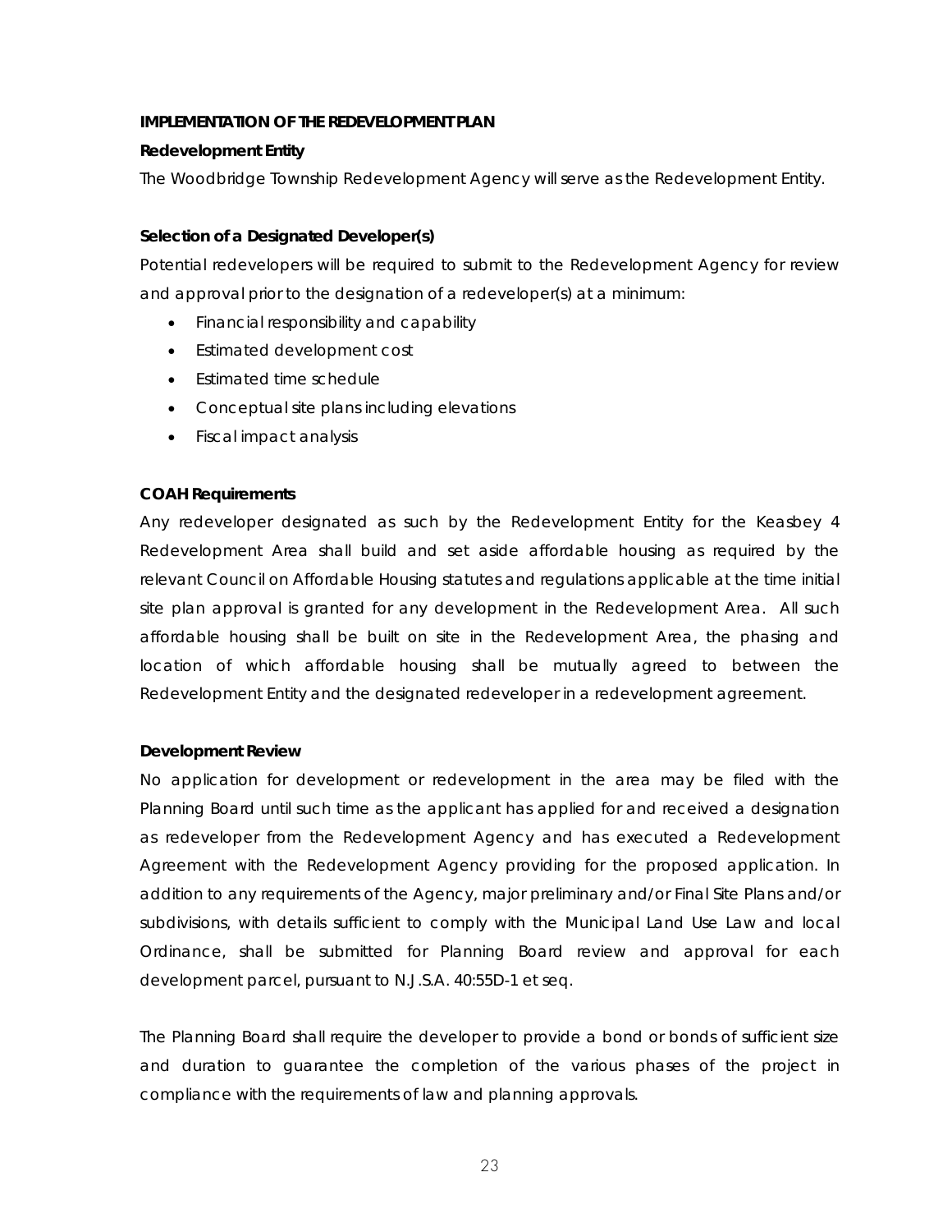## IMPLEMENTATION OF THE REDEVELOPMENT PLAN

### Redevelopment Entity

The Woodbridge Township Redevelopment Agency will serve as the Redevelopment Entity.

### Selection of a Designated Developer(s)

Potential redevelopers will be required to submit to the Redevelopment Agency for review and approval prior to the designation of a redeveloper(s) at a minimum:

- Financial responsibility and capability
- Estimated development cost
- Estimated time schedule
- Conceptual site plans including elevations
- Fiscal impact analysis

### COAH Requirements

Any redeveloper designated as such by the Redevelopment Entity for the Keasbey 4 Redevelopment Area shall build and set aside affordable housing as required by the relevant Council on Affordable Housing statutes and regulations applicable at the time initial site plan approval is granted for any development in the Redevelopment Area. All such affordable housing shall be built on site in the Redevelopment Area, the phasing and location of which affordable housing shall be mutually agreed to between the Redevelopment Entity and the designated redeveloper in a redevelopment agreement.

### Development Review

No application for development or redevelopment in the area may be filed with the Planning Board until such time as the applicant has applied for and received a designation as redeveloper from the Redevelopment Agency and has executed a Redevelopment Agreement with the Redevelopment Agency providing for the proposed application. In addition to any requirements of the Agency, major preliminary and/or Final Site Plans and/or subdivisions, with details sufficient to comply with the Municipal Land Use Law and local Ordinance, shall be submitted for Planning Board review and approval for each development parcel, pursuant to N.J.S.A. 40:55D-1 et seq.

The Planning Board shall require the developer to provide a bond or bonds of sufficient size and duration to guarantee the completion of the various phases of the project in compliance with the requirements of law and planning approvals.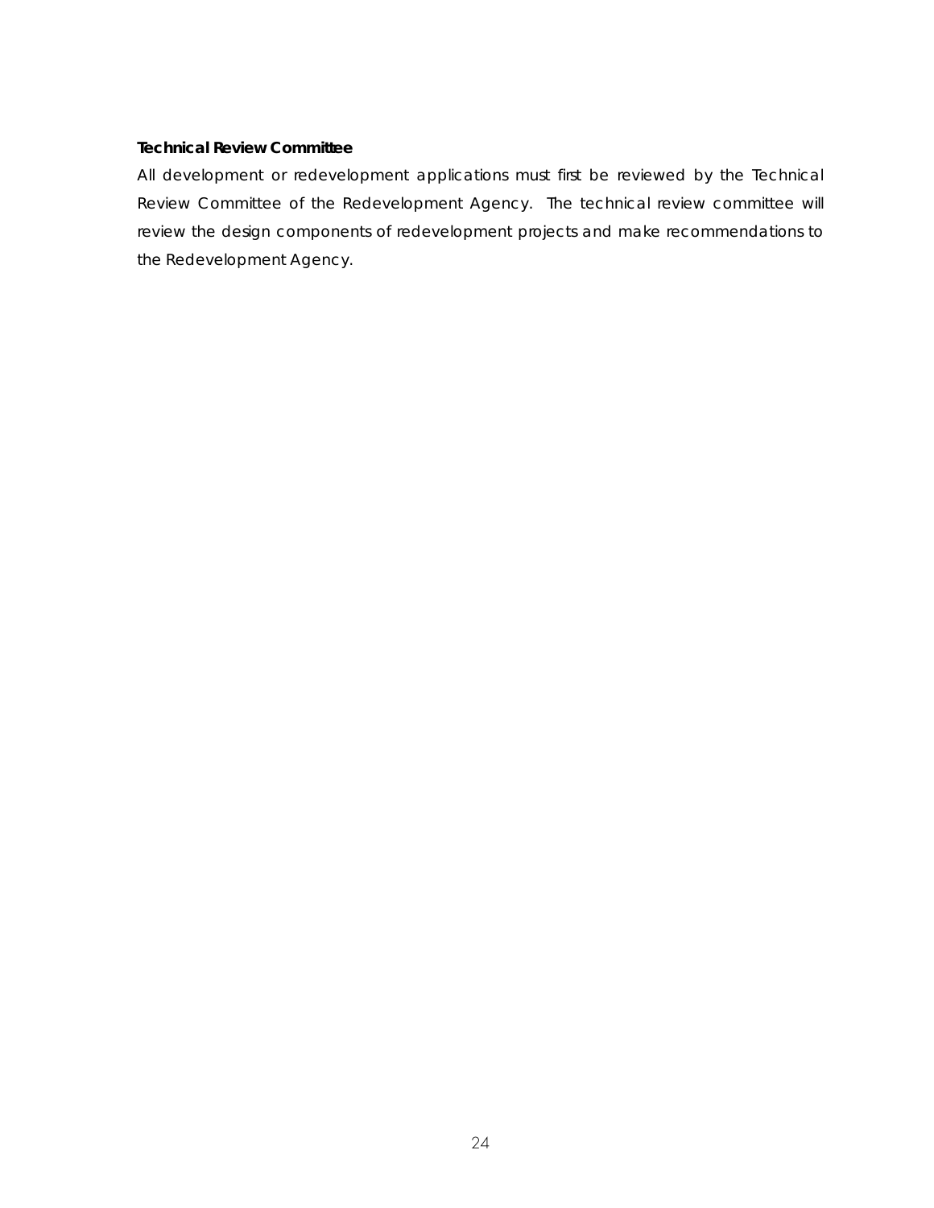**Technical Review Committee**

All development or redevelopment applications must first be reviewed by the Technical Review Committee of the Redevelopment Agency. The technical review committee will review the design components of redevelopment projects and make recommendations to the Redevelopment Agency.